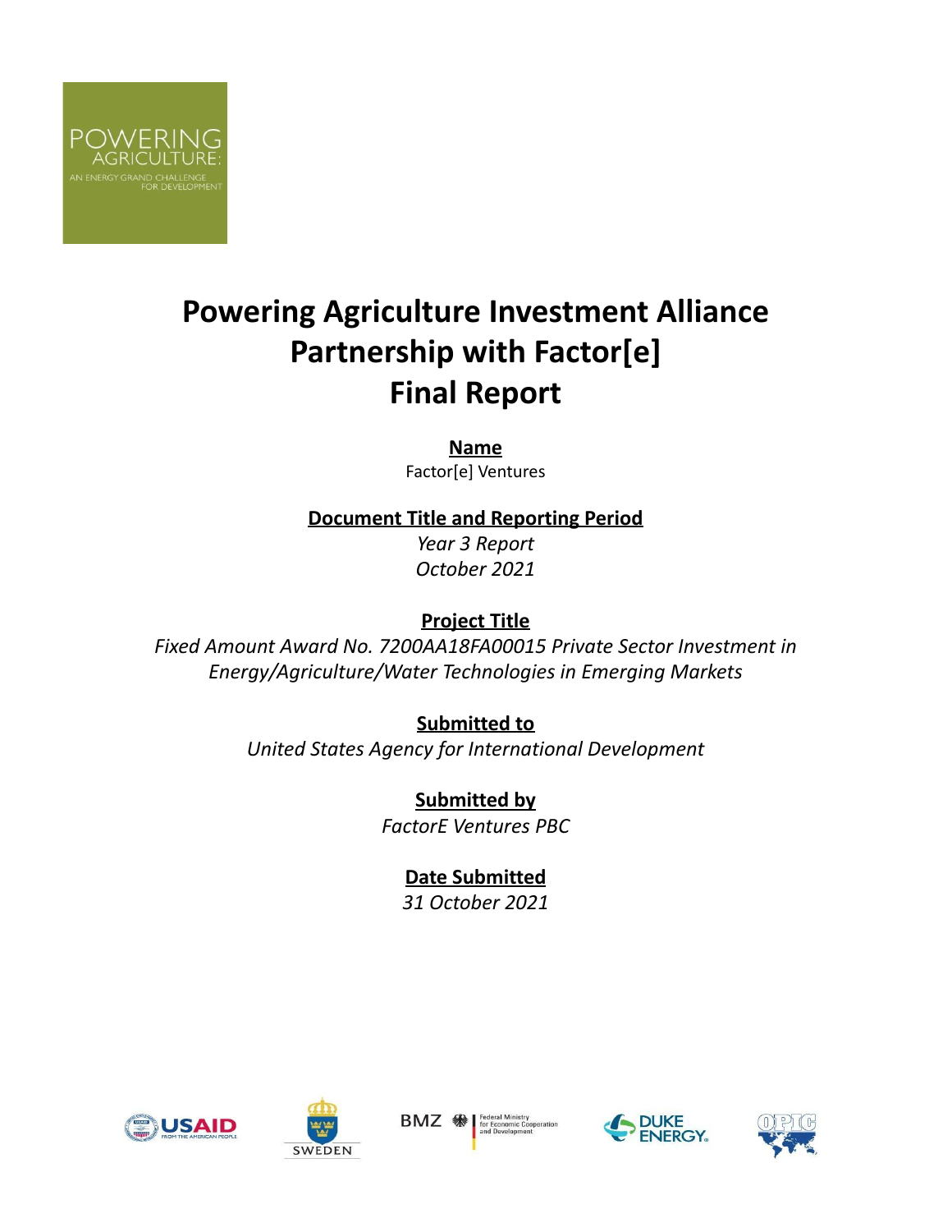POWERING AGRICULTURE: AN ENERGY GRAND CHALLENGE FOR DEVELOPMENT

# Powering Agriculture Investment Alliance Partnership with Factor[e] Final Report

**Name**

Factor[e] Ventures

**Document Title and Reporting Period**

*Year 3 Report*
*October 2021*

**Project Title**

*Fixed Amount Award No. 7200AA18FA00015 Private Sector Investment in Energy/Agriculture/Water Technologies in Emerging Markets*

**Submitted to**

*United States Agency for International Development*

**Submitted by**

*FactorE Ventures PBC*

**Date Submitted**

*31 October 2021*

USAID FROM THE AMERICAN PEOPLE | SWEDEN | BMZ Federal Ministry for Economic Cooperation and Development | DUKE ENERGY | OPIC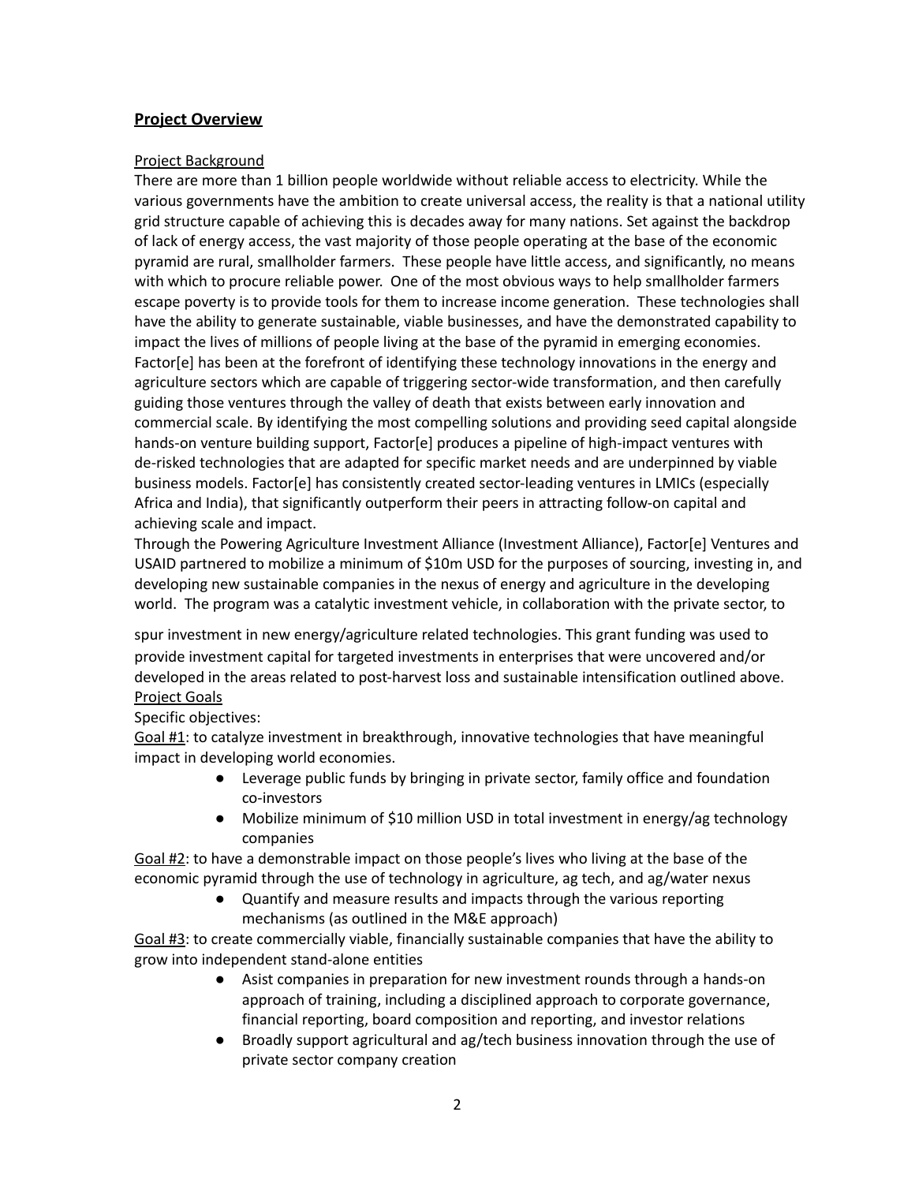## **Project Overview**

Project Background

There are more than 1 billion people worldwide without reliable access to electricity. While the various governments have the ambition to create universal access, the reality is that a national utility grid structure capable of achieving this is decades away for many nations. Set against the backdrop of lack of energy access, the vast majority of those people operating at the base of the economic pyramid are rural, smallholder farmers. These people have little access, and significantly, no means with which to procure reliable power. One of the most obvious ways to help smallholder farmers escape poverty is to provide tools for them to increase income generation. These technologies shall have the ability to generate sustainable, viable businesses, and have the demonstrated capability to impact the lives of millions of people living at the base of the pyramid in emerging economies. Factor[e] has been at the forefront of identifying these technology innovations in the energy and agriculture sectors which are capable of triggering sector-wide transformation, and then carefully guiding those ventures through the valley of death that exists between early innovation and commercial scale. By identifying the most compelling solutions and providing seed capital alongside hands-on venture building support, Factor[e] produces a pipeline of high-impact ventures with de-risked technologies that are adapted for specific market needs and are underpinned by viable business models. Factor[e] has consistently created sector-leading ventures in LMICs (especially Africa and India), that significantly outperform their peers in attracting follow-on capital and achieving scale and impact.

Through the Powering Agriculture Investment Alliance (Investment Alliance), Factor[e] Ventures and USAID partnered to mobilize a minimum of $10m USD for the purposes of sourcing, investing in, and developing new sustainable companies in the nexus of energy and agriculture in the developing world. The program was a catalytic investment vehicle, in collaboration with the private sector, to spur investment in new energy/agriculture related technologies. This grant funding was used to provide investment capital for targeted investments in enterprises that were uncovered and/or developed in the areas related to post-harvest loss and sustainable intensification outlined above.

Project Goals

Specific objectives:

Goal #1: to catalyze investment in breakthrough, innovative technologies that have meaningful impact in developing world economies.

- Leverage public funds by bringing in private sector, family office and foundation co-investors
- Mobilize minimum of $10 million USD in total investment in energy/ag technology companies

Goal #2: to have a demonstrable impact on those people's lives who living at the base of the economic pyramid through the use of technology in agriculture, ag tech, and ag/water nexus

- Quantify and measure results and impacts through the various reporting mechanisms (as outlined in the M&E approach)

Goal #3: to create commercially viable, financially sustainable companies that have the ability to grow into independent stand-alone entities

- Asist companies in preparation for new investment rounds through a hands-on approach of training, including a disciplined approach to corporate governance, financial reporting, board composition and reporting, and investor relations
- Broadly support agricultural and ag/tech business innovation through the use of private sector company creation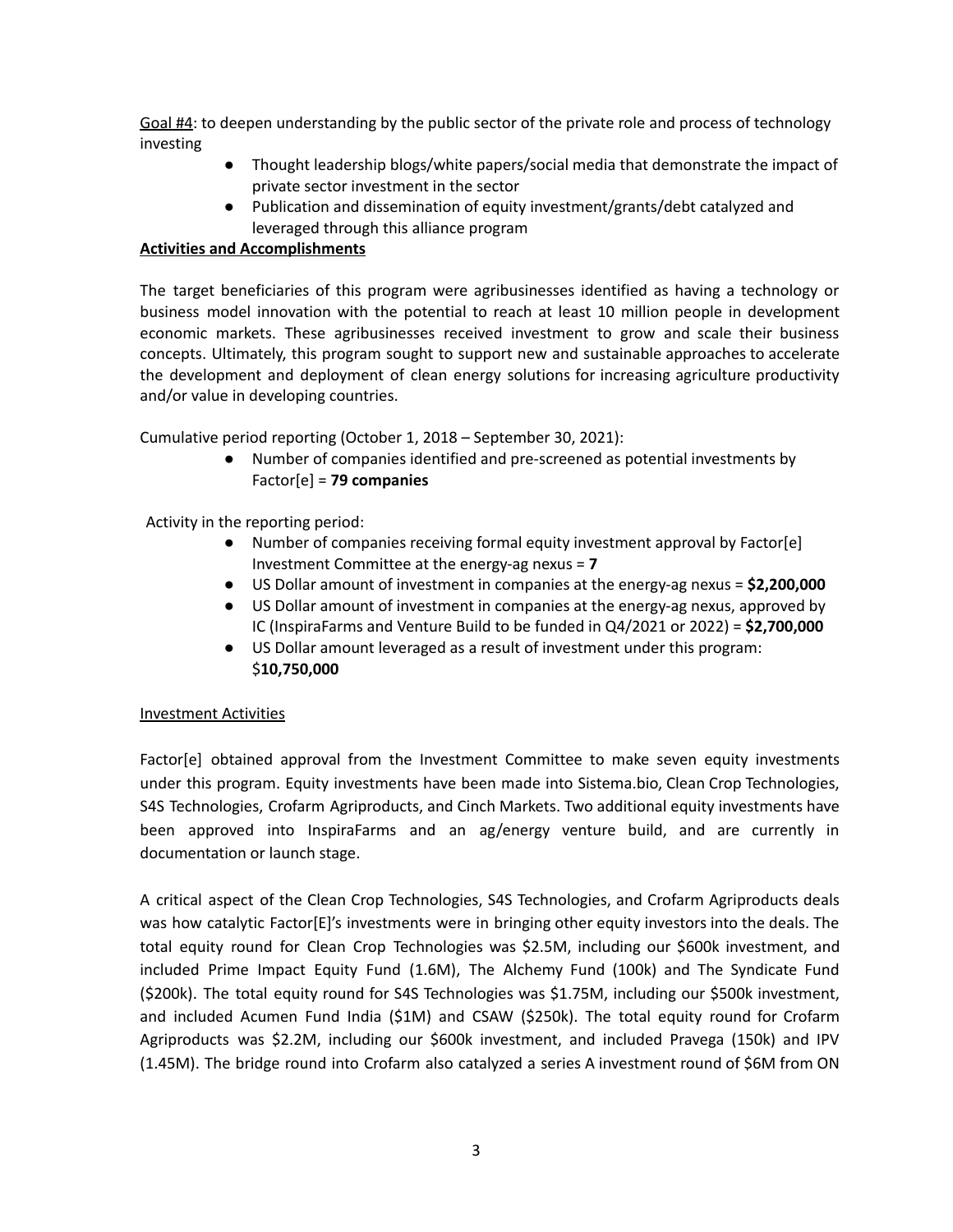Goal #4: to deepen understanding by the public sector of the private role and process of technology investing

- Thought leadership blogs/white papers/social media that demonstrate the impact of private sector investment in the sector
- Publication and dissemination of equity investment/grants/debt catalyzed and leveraged through this alliance program

**Activities and Accomplishments**

The target beneficiaries of this program were agribusinesses identified as having a technology or business model innovation with the potential to reach at least 10 million people in development economic markets. These agribusinesses received investment to grow and scale their business concepts. Ultimately, this program sought to support new and sustainable approaches to accelerate the development and deployment of clean energy solutions for increasing agriculture productivity and/or value in developing countries.

Cumulative period reporting (October 1, 2018 – September 30, 2021):

- Number of companies identified and pre-screened as potential investments by Factor[e] = **79 companies**

Activity in the reporting period:

- Number of companies receiving formal equity investment approval by Factor[e] Investment Committee at the energy-ag nexus = **7**
- US Dollar amount of investment in companies at the energy-ag nexus = **$2,200,000**
- US Dollar amount of investment in companies at the energy-ag nexus, approved by IC (InspiraFarms and Venture Build to be funded in Q4/2021 or 2022) = **$2,700,000**
- US Dollar amount leveraged as a result of investment under this program: $**10,750,000**

Investment Activities

Factor[e] obtained approval from the Investment Committee to make seven equity investments under this program. Equity investments have been made into Sistema.bio, Clean Crop Technologies, S4S Technologies, Crofarm Agriproducts, and Cinch Markets. Two additional equity investments have been approved into InspiraFarms and an ag/energy venture build, and are currently in documentation or launch stage.

A critical aspect of the Clean Crop Technologies, S4S Technologies, and Crofarm Agriproducts deals was how catalytic Factor[E]'s investments were in bringing other equity investors into the deals. The total equity round for Clean Crop Technologies was $2.5M, including our $600k investment, and included Prime Impact Equity Fund (1.6M), The Alchemy Fund (100k) and The Syndicate Fund ($200k). The total equity round for S4S Technologies was $1.75M, including our $500k investment, and included Acumen Fund India ($1M) and CSAW ($250k). The total equity round for Crofarm Agriproducts was $2.2M, including our $600k investment, and included Pravega (150k) and IPV (1.45M). The bridge round into Crofarm also catalyzed a series A investment round of $6M from ON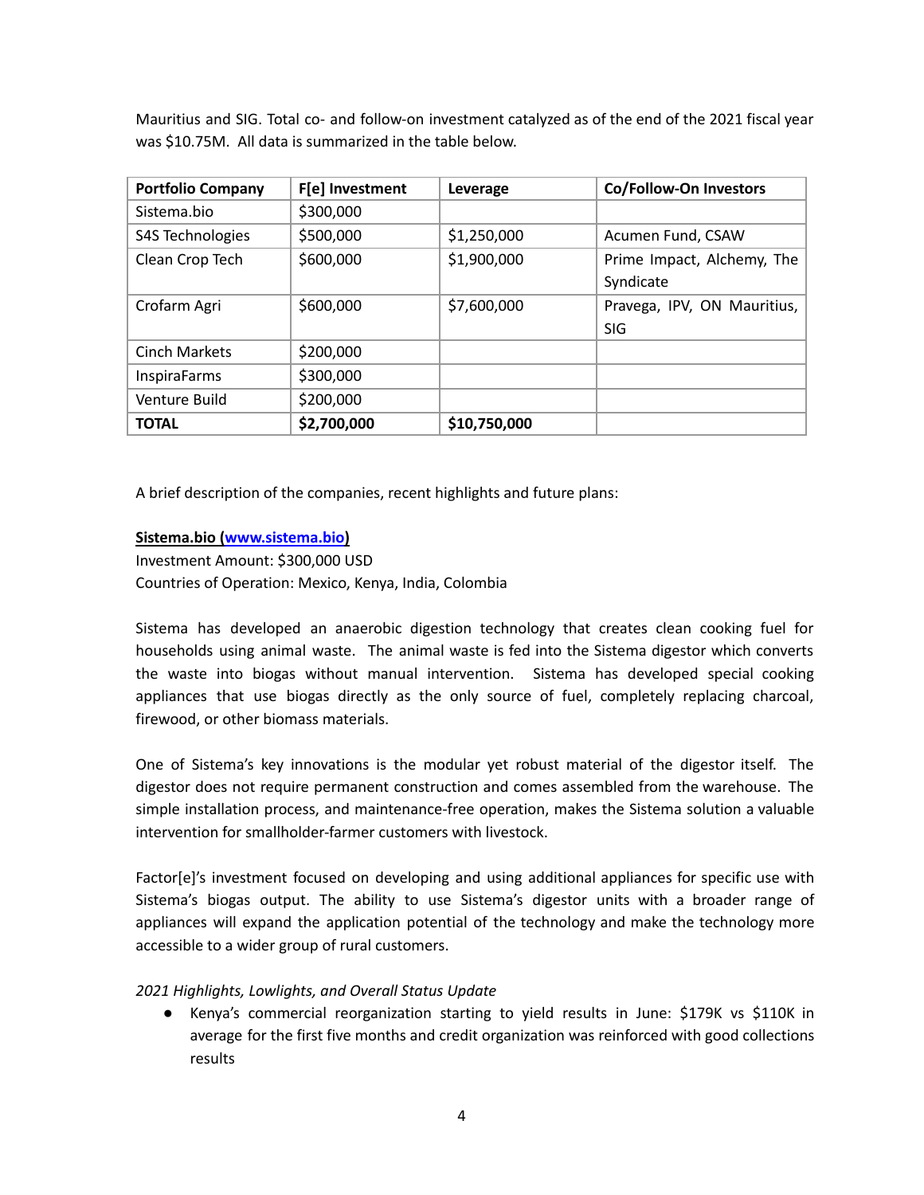Mauritius and SIG. Total co- and follow-on investment catalyzed as of the end of the 2021 fiscal year was $10.75M. All data is summarized in the table below.

| **Portfolio Company** | **F[e] Investment** | **Leverage** | **Co/Follow-On Investors** |
|---|---|---|---|
| Sistema.bio | $300,000 | | |
| S4S Technologies | $500,000 | $1,250,000 | Acumen Fund, CSAW |
| Clean Crop Tech | $600,000 | $1,900,000 | Prime Impact, Alchemy, The Syndicate |
| Crofarm Agri | $600,000 | $7,600,000 | Pravega, IPV, ON Mauritius, SIG |
| Cinch Markets | $200,000 | | |
| InspiraFarms | $300,000 | | |
| Venture Build | $200,000 | | |
| **TOTAL** | **$2,700,000** | **$10,750,000** | |

A brief description of the companies, recent highlights and future plans:

**Sistema.bio (www.sistema.bio)**

Investment Amount: $300,000 USD

Countries of Operation: Mexico, Kenya, India, Colombia

Sistema has developed an anaerobic digestion technology that creates clean cooking fuel for households using animal waste. The animal waste is fed into the Sistema digestor which converts the waste into biogas without manual intervention. Sistema has developed special cooking appliances that use biogas directly as the only source of fuel, completely replacing charcoal, firewood, or other biomass materials.

One of Sistema's key innovations is the modular yet robust material of the digestor itself. The digestor does not require permanent construction and comes assembled from the warehouse. The simple installation process, and maintenance-free operation, makes the Sistema solution a valuable intervention for smallholder-farmer customers with livestock.

Factor[e]'s investment focused on developing and using additional appliances for specific use with Sistema's biogas output. The ability to use Sistema's digestor units with a broader range of appliances will expand the application potential of the technology and make the technology more accessible to a wider group of rural customers.

*2021 Highlights, Lowlights, and Overall Status Update*

- Kenya's commercial reorganization starting to yield results in June: $179K vs $110K in average for the first five months and credit organization was reinforced with good collections results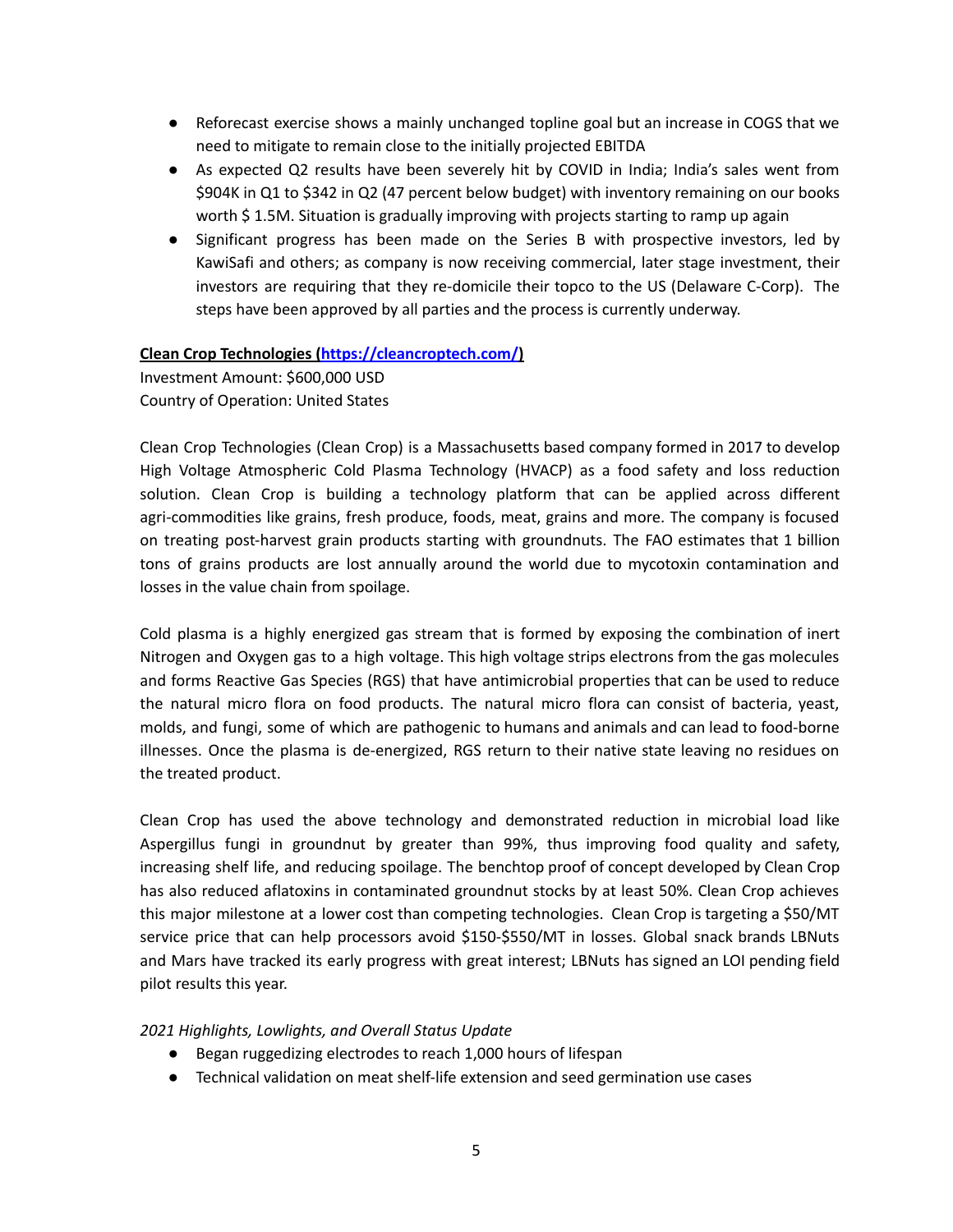- Reforecast exercise shows a mainly unchanged topline goal but an increase in COGS that we need to mitigate to remain close to the initially projected EBITDA
- As expected Q2 results have been severely hit by COVID in India; India's sales went from $904K in Q1 to $342 in Q2 (47 percent below budget) with inventory remaining on our books worth $ 1.5M. Situation is gradually improving with projects starting to ramp up again
- Significant progress has been made on the Series B with prospective investors, led by KawiSafi and others; as company is now receiving commercial, later stage investment, their investors are requiring that they re-domicile their topco to the US (Delaware C-Corp). The steps have been approved by all parties and the process is currently underway.

**Clean Crop Technologies ([https://cleancroptech.com/](https://cleancroptech.com/))**
Investment Amount: $600,000 USD
Country of Operation: United States

Clean Crop Technologies (Clean Crop) is a Massachusetts based company formed in 2017 to develop High Voltage Atmospheric Cold Plasma Technology (HVACP) as a food safety and loss reduction solution. Clean Crop is building a technology platform that can be applied across different agri-commodities like grains, fresh produce, foods, meat, grains and more. The company is focused on treating post-harvest grain products starting with groundnuts. The FAO estimates that 1 billion tons of grains products are lost annually around the world due to mycotoxin contamination and losses in the value chain from spoilage.

Cold plasma is a highly energized gas stream that is formed by exposing the combination of inert Nitrogen and Oxygen gas to a high voltage. This high voltage strips electrons from the gas molecules and forms Reactive Gas Species (RGS) that have antimicrobial properties that can be used to reduce the natural micro flora on food products. The natural micro flora can consist of bacteria, yeast, molds, and fungi, some of which are pathogenic to humans and animals and can lead to food-borne illnesses. Once the plasma is de-energized, RGS return to their native state leaving no residues on the treated product.

Clean Crop has used the above technology and demonstrated reduction in microbial load like Aspergillus fungi in groundnut by greater than 99%, thus improving food quality and safety, increasing shelf life, and reducing spoilage. The benchtop proof of concept developed by Clean Crop has also reduced aflatoxins in contaminated groundnut stocks by at least 50%. Clean Crop achieves this major milestone at a lower cost than competing technologies. Clean Crop is targeting a $50/MT service price that can help processors avoid $150-$550/MT in losses. Global snack brands LBNuts and Mars have tracked its early progress with great interest; LBNuts has signed an LOI pending field pilot results this year.

*2021 Highlights, Lowlights, and Overall Status Update*

- Began ruggedizing electrodes to reach 1,000 hours of lifespan
- Technical validation on meat shelf-life extension and seed germination use cases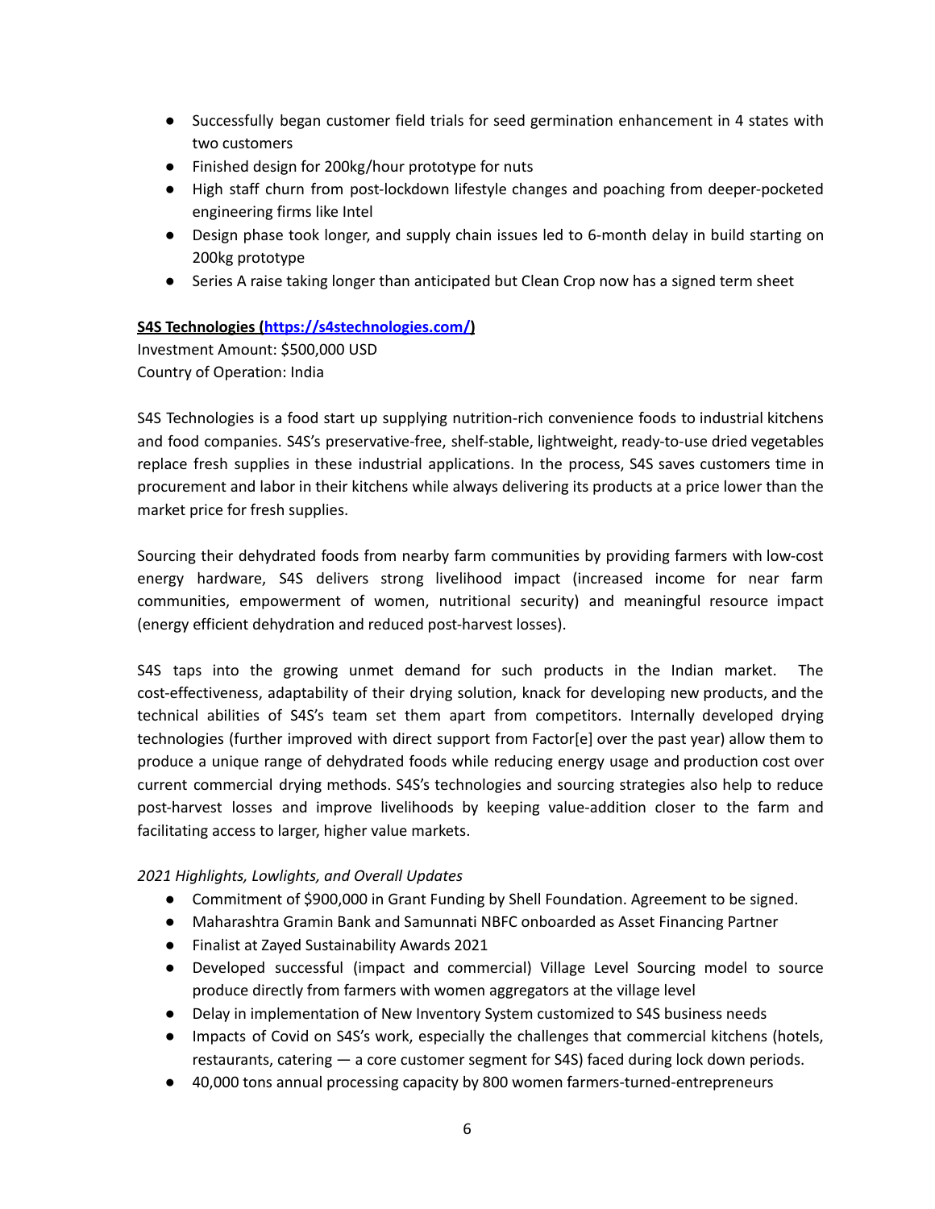- Successfully began customer field trials for seed germination enhancement in 4 states with two customers
- Finished design for 200kg/hour prototype for nuts
- High staff churn from post-lockdown lifestyle changes and poaching from deeper-pocketed engineering firms like Intel
- Design phase took longer, and supply chain issues led to 6-month delay in build starting on 200kg prototype
- Series A raise taking longer than anticipated but Clean Crop now has a signed term sheet

**S4S Technologies ([https://s4stechnologies.com/](https://s4stechnologies.com/))**

Investment Amount: $500,000 USD
Country of Operation: India

S4S Technologies is a food start up supplying nutrition-rich convenience foods to industrial kitchens and food companies. S4S's preservative-free, shelf-stable, lightweight, ready-to-use dried vegetables replace fresh supplies in these industrial applications. In the process, S4S saves customers time in procurement and labor in their kitchens while always delivering its products at a price lower than the market price for fresh supplies.

Sourcing their dehydrated foods from nearby farm communities by providing farmers with low-cost energy hardware, S4S delivers strong livelihood impact (increased income for near farm communities, empowerment of women, nutritional security) and meaningful resource impact (energy efficient dehydration and reduced post-harvest losses).

S4S taps into the growing unmet demand for such products in the Indian market. The cost-effectiveness, adaptability of their drying solution, knack for developing new products, and the technical abilities of S4S's team set them apart from competitors. Internally developed drying technologies (further improved with direct support from Factor[e] over the past year) allow them to produce a unique range of dehydrated foods while reducing energy usage and production cost over current commercial drying methods. S4S's technologies and sourcing strategies also help to reduce post-harvest losses and improve livelihoods by keeping value-addition closer to the farm and facilitating access to larger, higher value markets.

*2021 Highlights, Lowlights, and Overall Updates*

- Commitment of $900,000 in Grant Funding by Shell Foundation. Agreement to be signed.
- Maharashtra Gramin Bank and Samunnati NBFC onboarded as Asset Financing Partner
- Finalist at Zayed Sustainability Awards 2021
- Developed successful (impact and commercial) Village Level Sourcing model to source produce directly from farmers with women aggregators at the village level
- Delay in implementation of New Inventory System customized to S4S business needs
- Impacts of Covid on S4S's work, especially the challenges that commercial kitchens (hotels, restaurants, catering — a core customer segment for S4S) faced during lock down periods.
- 40,000 tons annual processing capacity by 800 women farmers-turned-entrepreneurs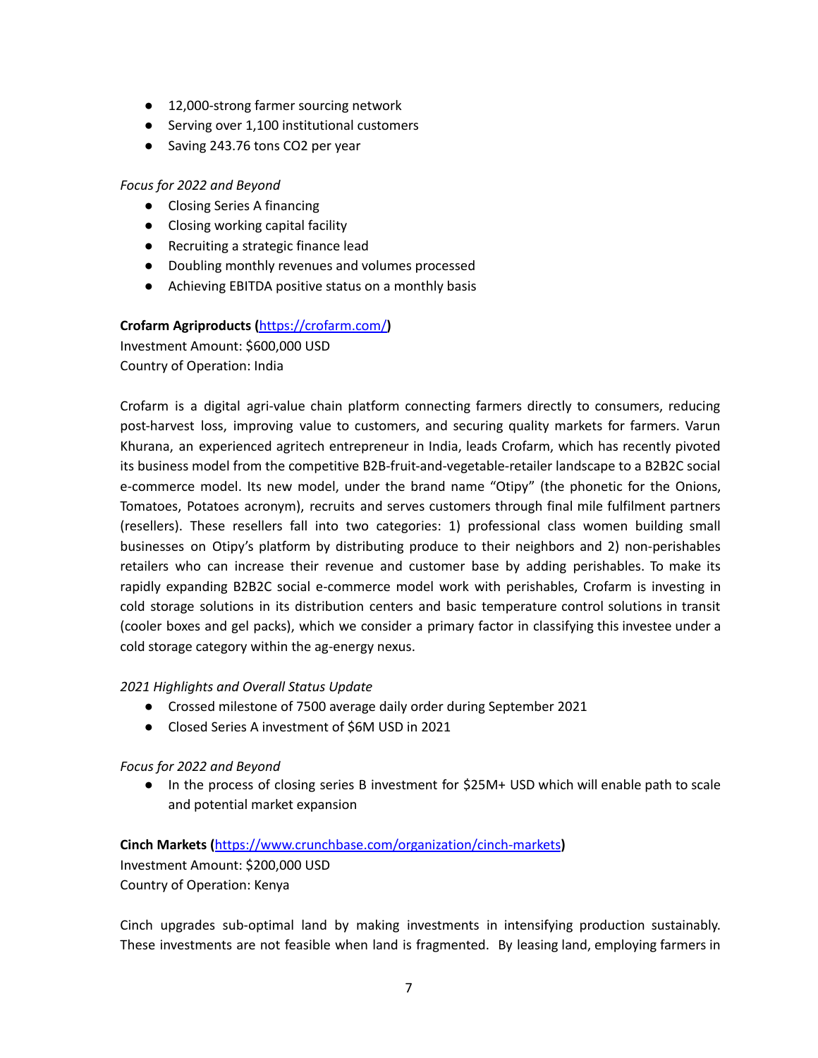- 12,000-strong farmer sourcing network
- Serving over 1,100 institutional customers
- Saving 243.76 tons $CO_2$ per year

*Focus for 2022 and Beyond*

- Closing Series A financing
- Closing working capital facility
- Recruiting a strategic finance lead
- Doubling monthly revenues and volumes processed
- Achieving EBITDA positive status on a monthly basis

**Crofarm Agriproducts (**[https://crofarm.com/](https://crofarm.com/)**)**
Investment Amount: $600,000 USD
Country of Operation: India

Crofarm is a digital agri-value chain platform connecting farmers directly to consumers, reducing post-harvest loss, improving value to customers, and securing quality markets for farmers. Varun Khurana, an experienced agritech entrepreneur in India, leads Crofarm, which has recently pivoted its business model from the competitive B2B-fruit-and-vegetable-retailer landscape to a B2B2C social e-commerce model. Its new model, under the brand name "Otipy" (the phonetic for the Onions, Tomatoes, Potatoes acronym), recruits and serves customers through final mile fulfilment partners (resellers). These resellers fall into two categories: 1) professional class women building small businesses on Otipy's platform by distributing produce to their neighbors and 2) non-perishables retailers who can increase their revenue and customer base by adding perishables. To make its rapidly expanding B2B2C social e-commerce model work with perishables, Crofarm is investing in cold storage solutions in its distribution centers and basic temperature control solutions in transit (cooler boxes and gel packs), which we consider a primary factor in classifying this investee under a cold storage category within the ag-energy nexus.

*2021 Highlights and Overall Status Update*

- Crossed milestone of 7500 average daily order during September 2021
- Closed Series A investment of $6M USD in 2021

*Focus for 2022 and Beyond*

- In the process of closing series B investment for $25M+ USD which will enable path to scale and potential market expansion

**Cinch Markets (**[https://www.crunchbase.com/organization/cinch-markets](https://www.crunchbase.com/organization/cinch-markets)**)**
Investment Amount: $200,000 USD
Country of Operation: Kenya

Cinch upgrades sub-optimal land by making investments in intensifying production sustainably. These investments are not feasible when land is fragmented. By leasing land, employing farmers in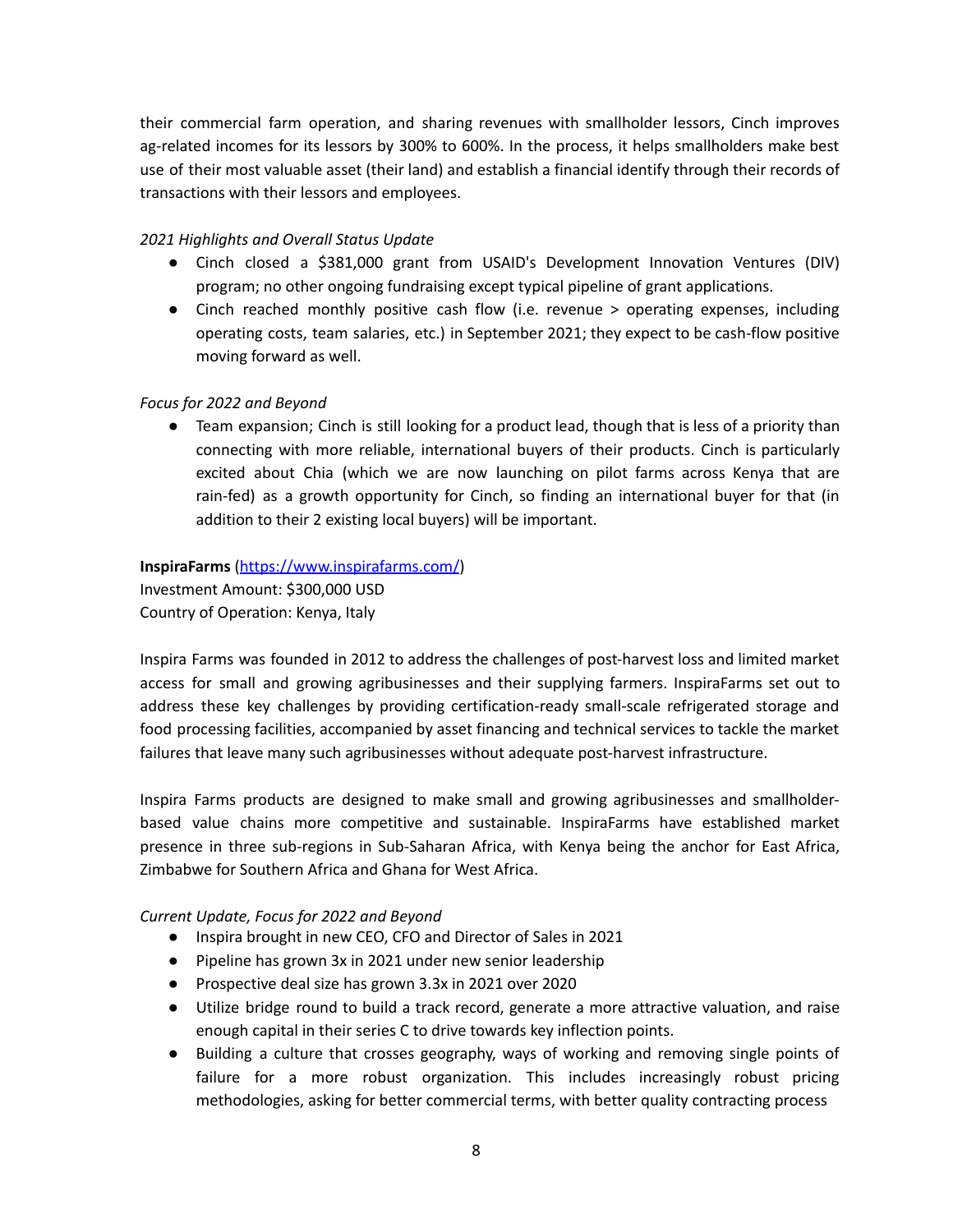their commercial farm operation, and sharing revenues with smallholder lessors, Cinch improves ag-related incomes for its lessors by 300% to 600%. In the process, it helps smallholders make best use of their most valuable asset (their land) and establish a financial identify through their records of transactions with their lessors and employees.

*2021 Highlights and Overall Status Update*

- Cinch closed a $381,000 grant from USAID's Development Innovation Ventures (DIV) program; no other ongoing fundraising except typical pipeline of grant applications.
- Cinch reached monthly positive cash flow (i.e. revenue > operating expenses, including operating costs, team salaries, etc.) in September 2021; they expect to be cash-flow positive moving forward as well.

*Focus for 2022 and Beyond*

- Team expansion; Cinch is still looking for a product lead, though that is less of a priority than connecting with more reliable, international buyers of their products. Cinch is particularly excited about Chia (which we are now launching on pilot farms across Kenya that are rain-fed) as a growth opportunity for Cinch, so finding an international buyer for that (in addition to their 2 existing local buyers) will be important.

**InspiraFarms** ([https://www.inspirafarms.com/](https://www.inspirafarms.com/))
Investment Amount: $300,000 USD
Country of Operation: Kenya, Italy

Inspira Farms was founded in 2012 to address the challenges of post-harvest loss and limited market access for small and growing agribusinesses and their supplying farmers. InspiraFarms set out to address these key challenges by providing certification-ready small-scale refrigerated storage and food processing facilities, accompanied by asset financing and technical services to tackle the market failures that leave many such agribusinesses without adequate post-harvest infrastructure.

Inspira Farms products are designed to make small and growing agribusinesses and smallholder-based value chains more competitive and sustainable. InspiraFarms have established market presence in three sub-regions in Sub-Saharan Africa, with Kenya being the anchor for East Africa, Zimbabwe for Southern Africa and Ghana for West Africa.

*Current Update, Focus for 2022 and Beyond*

- Inspira brought in new CEO, CFO and Director of Sales in 2021
- Pipeline has grown 3x in 2021 under new senior leadership
- Prospective deal size has grown 3.3x in 2021 over 2020
- Utilize bridge round to build a track record, generate a more attractive valuation, and raise enough capital in their series C to drive towards key inflection points.
- Building a culture that crosses geography, ways of working and removing single points of failure for a more robust organization. This includes increasingly robust pricing methodologies, asking for better commercial terms, with better quality contracting process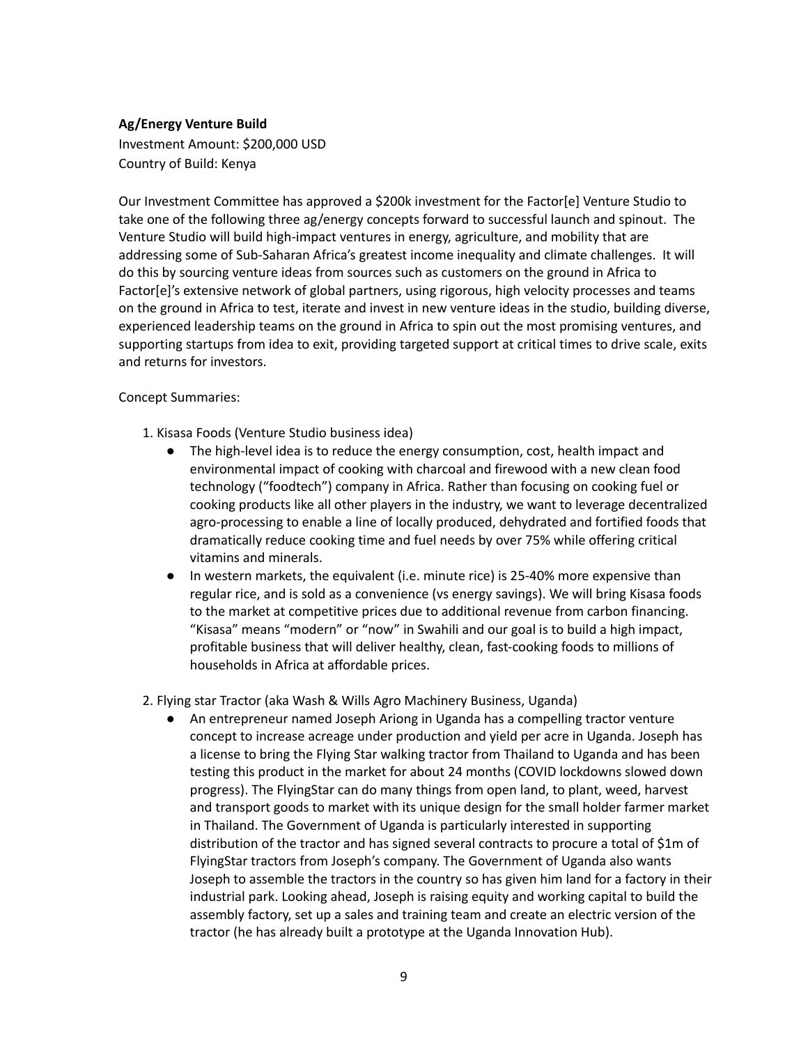**Ag/Energy Venture Build**

Investment Amount: $200,000 USD
Country of Build: Kenya

Our Investment Committee has approved a $200k investment for the Factor[e] Venture Studio to take one of the following three ag/energy concepts forward to successful launch and spinout. The Venture Studio will build high-impact ventures in energy, agriculture, and mobility that are addressing some of Sub-Saharan Africa's greatest income inequality and climate challenges. It will do this by sourcing venture ideas from sources such as customers on the ground in Africa to Factor[e]'s extensive network of global partners, using rigorous, high velocity processes and teams on the ground in Africa to test, iterate and invest in new venture ideas in the studio, building diverse, experienced leadership teams on the ground in Africa to spin out the most promising ventures, and supporting startups from idea to exit, providing targeted support at critical times to drive scale, exits and returns for investors.

Concept Summaries:

1. Kisasa Foods (Venture Studio business idea)
   - The high-level idea is to reduce the energy consumption, cost, health impact and environmental impact of cooking with charcoal and firewood with a new clean food technology ("foodtech") company in Africa. Rather than focusing on cooking fuel or cooking products like all other players in the industry, we want to leverage decentralized agro-processing to enable a line of locally produced, dehydrated and fortified foods that dramatically reduce cooking time and fuel needs by over 75% while offering critical vitamins and minerals.
   - In western markets, the equivalent (i.e. minute rice) is 25-40% more expensive than regular rice, and is sold as a convenience (vs energy savings). We will bring Kisasa foods to the market at competitive prices due to additional revenue from carbon financing. "Kisasa" means "modern" or "now" in Swahili and our goal is to build a high impact, profitable business that will deliver healthy, clean, fast-cooking foods to millions of households in Africa at affordable prices.

2. Flying star Tractor (aka Wash & Wills Agro Machinery Business, Uganda)
   - An entrepreneur named Joseph Ariong in Uganda has a compelling tractor venture concept to increase acreage under production and yield per acre in Uganda. Joseph has a license to bring the Flying Star walking tractor from Thailand to Uganda and has been testing this product in the market for about 24 months (COVID lockdowns slowed down progress). The FlyingStar can do many things from open land, to plant, weed, harvest and transport goods to market with its unique design for the small holder farmer market in Thailand. The Government of Uganda is particularly interested in supporting distribution of the tractor and has signed several contracts to procure a total of $1m of FlyingStar tractors from Joseph's company. The Government of Uganda also wants Joseph to assemble the tractors in the country so has given him land for a factory in their industrial park. Looking ahead, Joseph is raising equity and working capital to build the assembly factory, set up a sales and training team and create an electric version of the tractor (he has already built a prototype at the Uganda Innovation Hub).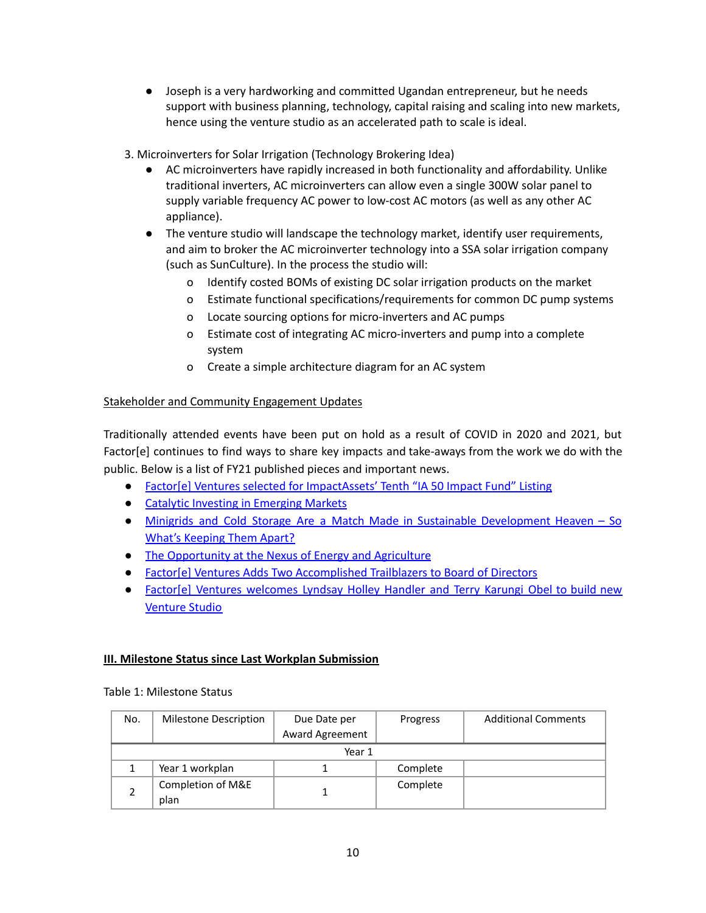- Joseph is a very hardworking and committed Ugandan entrepreneur, but he needs support with business planning, technology, capital raising and scaling into new markets, hence using the venture studio as an accelerated path to scale is ideal.

3. Microinverters for Solar Irrigation (Technology Brokering Idea)
   - AC microinverters have rapidly increased in both functionality and affordability. Unlike traditional inverters, AC microinverters can allow even a single 300W solar panel to supply variable frequency AC power to low-cost AC motors (as well as any other AC appliance).
   - The venture studio will landscape the technology market, identify user requirements, and aim to broker the AC microinverter technology into a SSA solar irrigation company (such as SunCulture). In the process the studio will:
     - Identify costed BOMs of existing DC solar irrigation products on the market
     - Estimate functional specifications/requirements for common DC pump systems
     - Locate sourcing options for micro-inverters and AC pumps
     - Estimate cost of integrating AC micro-inverters and pump into a complete system
     - Create a simple architecture diagram for an AC system

<u>Stakeholder and Community Engagement Updates</u>

Traditionally attended events have been put on hold as a result of COVID in 2020 and 2021, but Factor[e] continues to find ways to share key impacts and take-aways from the work we do with the public. Below is a list of FY21 published pieces and important news.

- Factor[e] Ventures selected for ImpactAssets' Tenth "IA 50 Impact Fund" Listing
- Catalytic Investing in Emerging Markets
- Minigrids and Cold Storage Are a Match Made in Sustainable Development Heaven – So What's Keeping Them Apart?
- The Opportunity at the Nexus of Energy and Agriculture
- Factor[e] Ventures Adds Two Accomplished Trailblazers to Board of Directors
- Factor[e] Ventures welcomes Lyndsay Holley Handler and Terry Karungi Obel to build new Venture Studio

## III. Milestone Status since Last Workplan Submission

Table 1: Milestone Status

| No. | Milestone Description | Due Date per Award Agreement | Progress | Additional Comments |
|---|---|---|---|---|
| | | Year 1 | | |
| 1 | Year 1 workplan | 1 | Complete | |
| 2 | Completion of M&E plan | 1 | Complete | |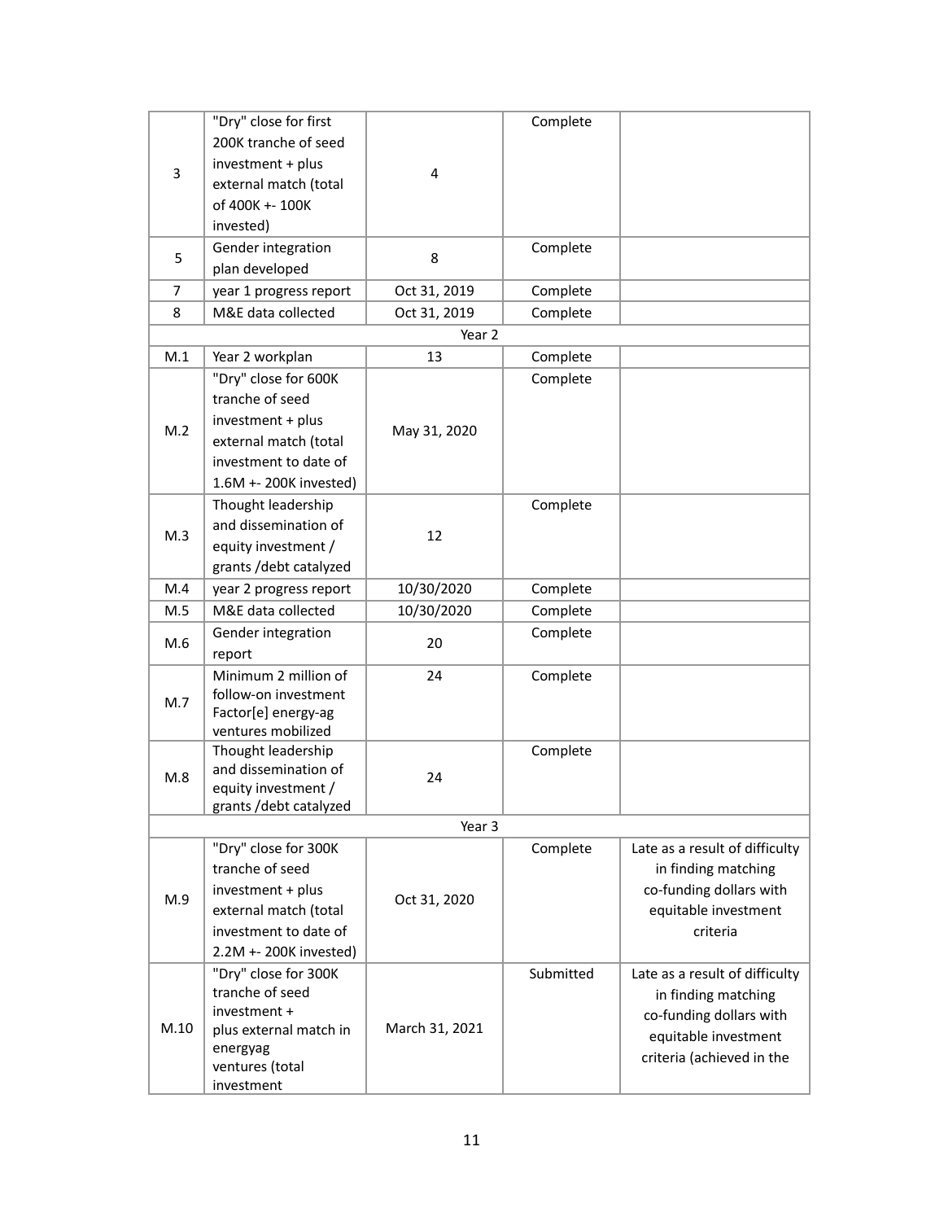| | | | | |
|---|---|---|---|---|
| 3 | "Dry" close for first 200K tranche of seed investment + plus external match (total of 400K +- 100K invested) | 4 | Complete | |
| 5 | Gender integration plan developed | 8 | Complete | |
| 7 | year 1 progress report | Oct 31, 2019 | Complete | |
| 8 | M&E data collected | Oct 31, 2019 | Complete | |
| Year 2 | | | | |
| M.1 | Year 2 workplan | 13 | Complete | |
| M.2 | "Dry" close for 600K tranche of seed investment + plus external match (total investment to date of 1.6M +- 200K invested) | May 31, 2020 | Complete | |
| M.3 | Thought leadership and dissemination of equity investment / grants /debt catalyzed | 12 | Complete | |
| M.4 | year 2 progress report | 10/30/2020 | Complete | |
| M.5 | M&E data collected | 10/30/2020 | Complete | |
| M.6 | Gender integration report | 20 | Complete | |
| M.7 | Minimum 2 million of follow-on investment Factor[e] energy-ag ventures mobilized | 24 | Complete | |
| M.8 | Thought leadership and dissemination of equity investment / grants /debt catalyzed | 24 | Complete | |
| Year 3 | | | | |
| M.9 | "Dry" close for 300K tranche of seed investment + plus external match (total investment to date of 2.2M +- 200K invested) | Oct 31, 2020 | Complete | Late as a result of difficulty in finding matching co-funding dollars with equitable investment criteria |
| M.10 | "Dry" close for 300K tranche of seed investment + plus external match in energyag ventures (total investment | March 31, 2021 | Submitted | Late as a result of difficulty in finding matching co-funding dollars with equitable investment criteria (achieved in the |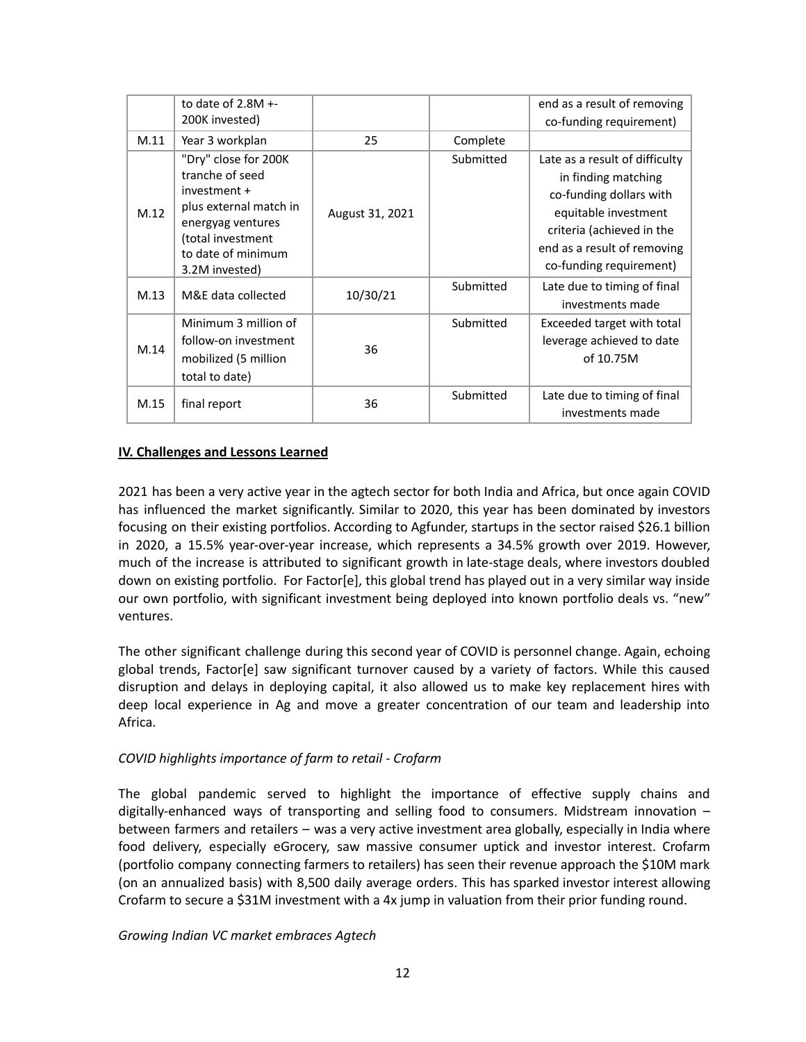|  | to date of 2.8M +- 200K invested) |  |  | end as a result of removing co-funding requirement) |
|---|---|---|---|---|
| M.11 | Year 3 workplan | 25 | Complete |  |
| M.12 | "Dry" close for 200K tranche of seed investment + plus external match in energyag ventures (total investment to date of minimum 3.2M invested) | August 31, 2021 | Submitted | Late as a result of difficulty in finding matching co-funding dollars with equitable investment criteria (achieved in the end as a result of removing co-funding requirement) |
| M.13 | M&E data collected | 10/30/21 | Submitted | Late due to timing of final investments made |
| M.14 | Minimum 3 million of follow-on investment mobilized (5 million total to date) | 36 | Submitted | Exceeded target with total leverage achieved to date of 10.75M |
| M.15 | final report | 36 | Submitted | Late due to timing of final investments made |

## IV. Challenges and Lessons Learned

2021 has been a very active year in the agtech sector for both India and Africa, but once again COVID has influenced the market significantly. Similar to 2020, this year has been dominated by investors focusing on their existing portfolios. According to Agfunder, startups in the sector raised $26.1 billion in 2020, a 15.5% year-over-year increase, which represents a 34.5% growth over 2019. However, much of the increase is attributed to significant growth in late-stage deals, where investors doubled down on existing portfolio. For Factor[e], this global trend has played out in a very similar way inside our own portfolio, with significant investment being deployed into known portfolio deals vs. "new" ventures.

The other significant challenge during this second year of COVID is personnel change. Again, echoing global trends, Factor[e] saw significant turnover caused by a variety of factors. While this caused disruption and delays in deploying capital, it also allowed us to make key replacement hires with deep local experience in Ag and move a greater concentration of our team and leadership into Africa.

*COVID highlights importance of farm to retail - Crofarm*

The global pandemic served to highlight the importance of effective supply chains and digitally-enhanced ways of transporting and selling food to consumers. Midstream innovation – between farmers and retailers – was a very active investment area globally, especially in India where food delivery, especially eGrocery, saw massive consumer uptick and investor interest. Crofarm (portfolio company connecting farmers to retailers) has seen their revenue approach the $10M mark (on an annualized basis) with 8,500 daily average orders. This has sparked investor interest allowing Crofarm to secure a $31M investment with a 4x jump in valuation from their prior funding round.

*Growing Indian VC market embraces Agtech*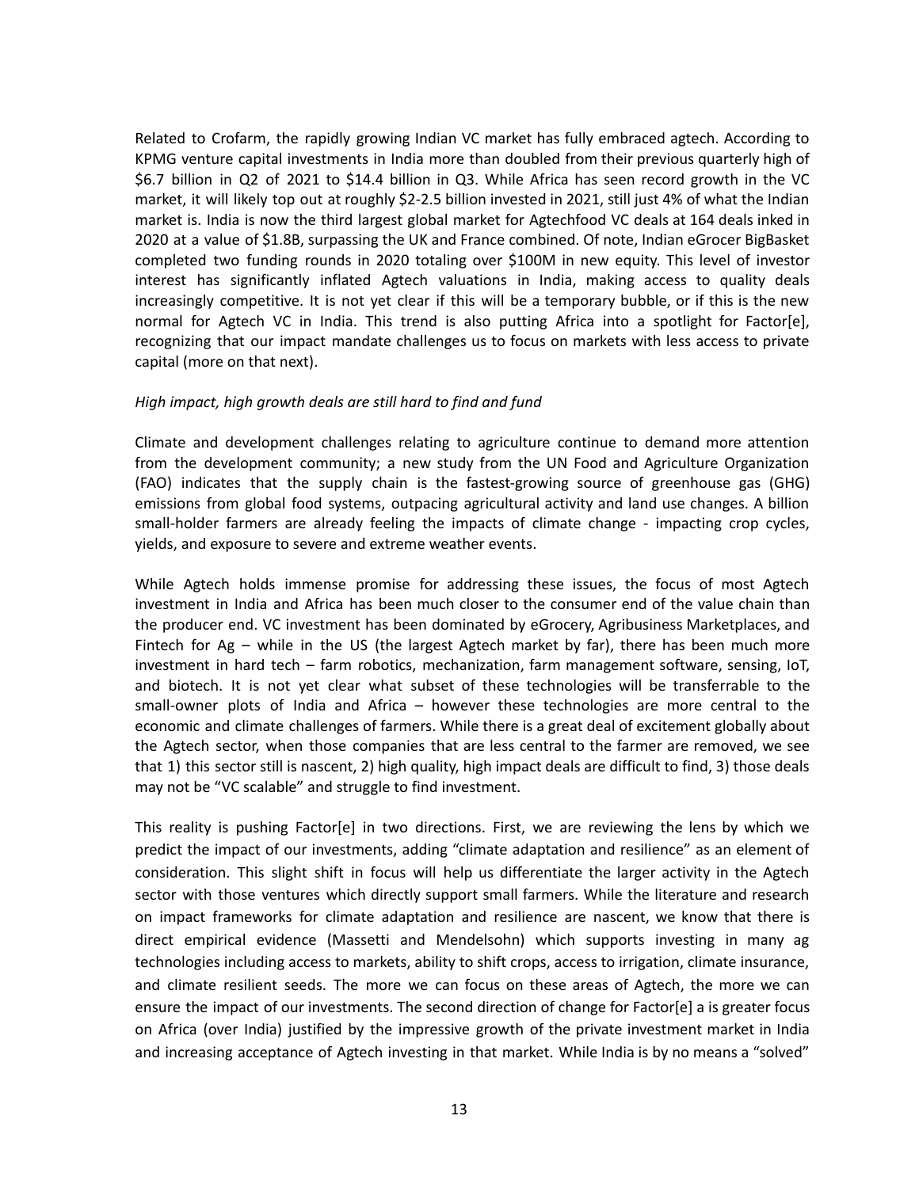Related to Crofarm, the rapidly growing Indian VC market has fully embraced agtech. According to KPMG venture capital investments in India more than doubled from their previous quarterly high of \$6.7 billion in Q2 of 2021 to \$14.4 billion in Q3. While Africa has seen record growth in the VC market, it will likely top out at roughly \$2-2.5 billion invested in 2021, still just 4% of what the Indian market is. India is now the third largest global market for Agtechfood VC deals at 164 deals inked in 2020 at a value of \$1.8B, surpassing the UK and France combined. Of note, Indian eGrocer BigBasket completed two funding rounds in 2020 totaling over \$100M in new equity. This level of investor interest has significantly inflated Agtech valuations in India, making access to quality deals increasingly competitive. It is not yet clear if this will be a temporary bubble, or if this is the new normal for Agtech VC in India. This trend is also putting Africa into a spotlight for Factor[e], recognizing that our impact mandate challenges us to focus on markets with less access to private capital (more on that next).

*High impact, high growth deals are still hard to find and fund*

Climate and development challenges relating to agriculture continue to demand more attention from the development community; a new study from the UN Food and Agriculture Organization (FAO) indicates that the supply chain is the fastest-growing source of greenhouse gas (GHG) emissions from global food systems, outpacing agricultural activity and land use changes. A billion small-holder farmers are already feeling the impacts of climate change - impacting crop cycles, yields, and exposure to severe and extreme weather events.

While Agtech holds immense promise for addressing these issues, the focus of most Agtech investment in India and Africa has been much closer to the consumer end of the value chain than the producer end. VC investment has been dominated by eGrocery, Agribusiness Marketplaces, and Fintech for Ag – while in the US (the largest Agtech market by far), there has been much more investment in hard tech – farm robotics, mechanization, farm management software, sensing, IoT, and biotech. It is not yet clear what subset of these technologies will be transferrable to the small-owner plots of India and Africa – however these technologies are more central to the economic and climate challenges of farmers. While there is a great deal of excitement globally about the Agtech sector, when those companies that are less central to the farmer are removed, we see that 1) this sector still is nascent, 2) high quality, high impact deals are difficult to find, 3) those deals may not be "VC scalable" and struggle to find investment.

This reality is pushing Factor[e] in two directions. First, we are reviewing the lens by which we predict the impact of our investments, adding "climate adaptation and resilience" as an element of consideration. This slight shift in focus will help us differentiate the larger activity in the Agtech sector with those ventures which directly support small farmers. While the literature and research on impact frameworks for climate adaptation and resilience are nascent, we know that there is direct empirical evidence (Massetti and Mendelsohn) which supports investing in many ag technologies including access to markets, ability to shift crops, access to irrigation, climate insurance, and climate resilient seeds. The more we can focus on these areas of Agtech, the more we can ensure the impact of our investments. The second direction of change for Factor[e] a is greater focus on Africa (over India) justified by the impressive growth of the private investment market in India and increasing acceptance of Agtech investing in that market. While India is by no means a "solved"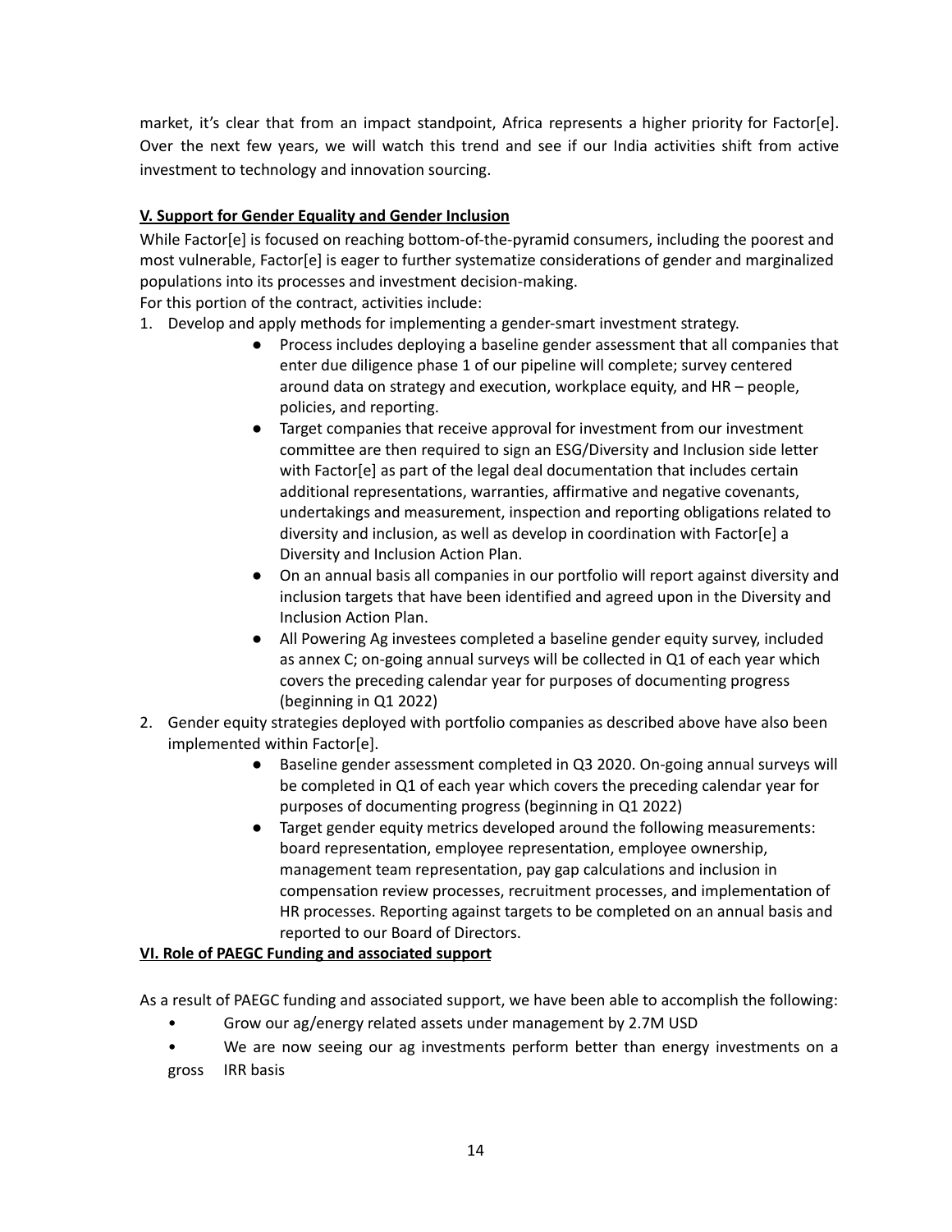market, it's clear that from an impact standpoint, Africa represents a higher priority for Factor[e]. Over the next few years, we will watch this trend and see if our India activities shift from active investment to technology and innovation sourcing.

**V. Support for Gender Equality and Gender Inclusion**

While Factor[e] is focused on reaching bottom-of-the-pyramid consumers, including the poorest and most vulnerable, Factor[e] is eager to further systematize considerations of gender and marginalized populations into its processes and investment decision-making.

For this portion of the contract, activities include:

1. Develop and apply methods for implementing a gender-smart investment strategy.
   - Process includes deploying a baseline gender assessment that all companies that enter due diligence phase 1 of our pipeline will complete; survey centered around data on strategy and execution, workplace equity, and HR – people, policies, and reporting.
   - Target companies that receive approval for investment from our investment committee are then required to sign an ESG/Diversity and Inclusion side letter with Factor[e] as part of the legal deal documentation that includes certain additional representations, warranties, affirmative and negative covenants, undertakings and measurement, inspection and reporting obligations related to diversity and inclusion, as well as develop in coordination with Factor[e] a Diversity and Inclusion Action Plan.
   - On an annual basis all companies in our portfolio will report against diversity and inclusion targets that have been identified and agreed upon in the Diversity and Inclusion Action Plan.
   - All Powering Ag investees completed a baseline gender equity survey, included as annex C; on-going annual surveys will be collected in Q1 of each year which covers the preceding calendar year for purposes of documenting progress (beginning in Q1 2022)
2. Gender equity strategies deployed with portfolio companies as described above have also been implemented within Factor[e].
   - Baseline gender assessment completed in Q3 2020. On-going annual surveys will be completed in Q1 of each year which covers the preceding calendar year for purposes of documenting progress (beginning in Q1 2022)
   - Target gender equity metrics developed around the following measurements: board representation, employee representation, employee ownership, management team representation, pay gap calculations and inclusion in compensation review processes, recruitment processes, and implementation of HR processes. Reporting against targets to be completed on an annual basis and reported to our Board of Directors.

**VI. Role of PAEGC Funding and associated support**

As a result of PAEGC funding and associated support, we have been able to accomplish the following:

- Grow our ag/energy related assets under management by 2.7M USD
- We are now seeing our ag investments perform better than energy investments on a gross IRR basis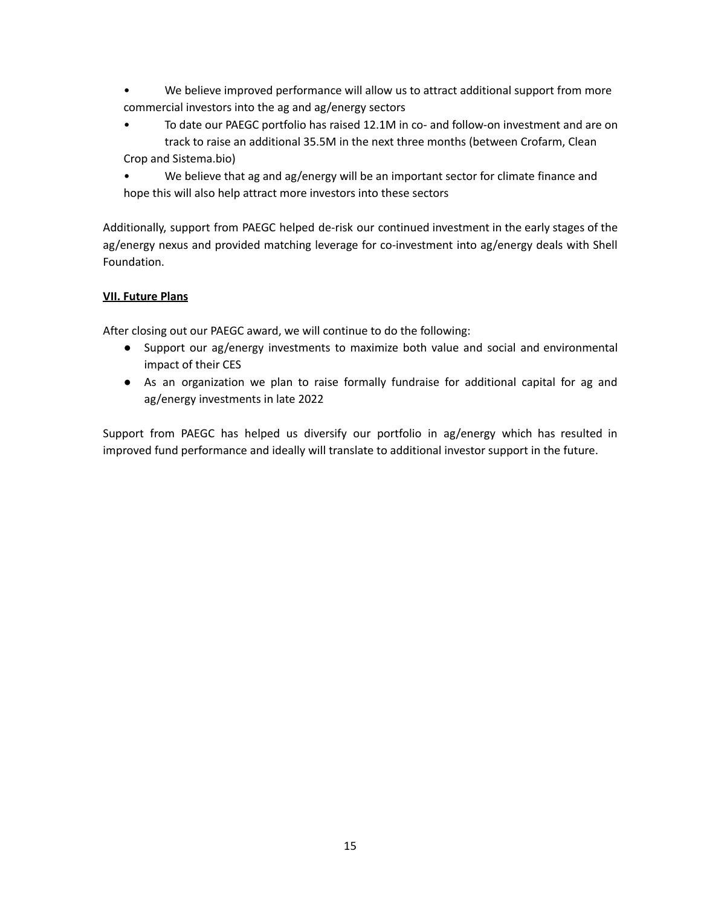- We believe improved performance will allow us to attract additional support from more commercial investors into the ag and ag/energy sectors
- To date our PAEGC portfolio has raised 12.1M in co- and follow-on investment and are on track to raise an additional 35.5M in the next three months (between Crofarm, Clean Crop and Sistema.bio)
- We believe that ag and ag/energy will be an important sector for climate finance and hope this will also help attract more investors into these sectors

Additionally, support from PAEGC helped de-risk our continued investment in the early stages of the ag/energy nexus and provided matching leverage for co-investment into ag/energy deals with Shell Foundation.

## VII. Future Plans

After closing out our PAEGC award, we will continue to do the following:

- Support our ag/energy investments to maximize both value and social and environmental impact of their CES
- As an organization we plan to raise formally fundraise for additional capital for ag and ag/energy investments in late 2022

Support from PAEGC has helped us diversify our portfolio in ag/energy which has resulted in improved fund performance and ideally will translate to additional investor support in the future.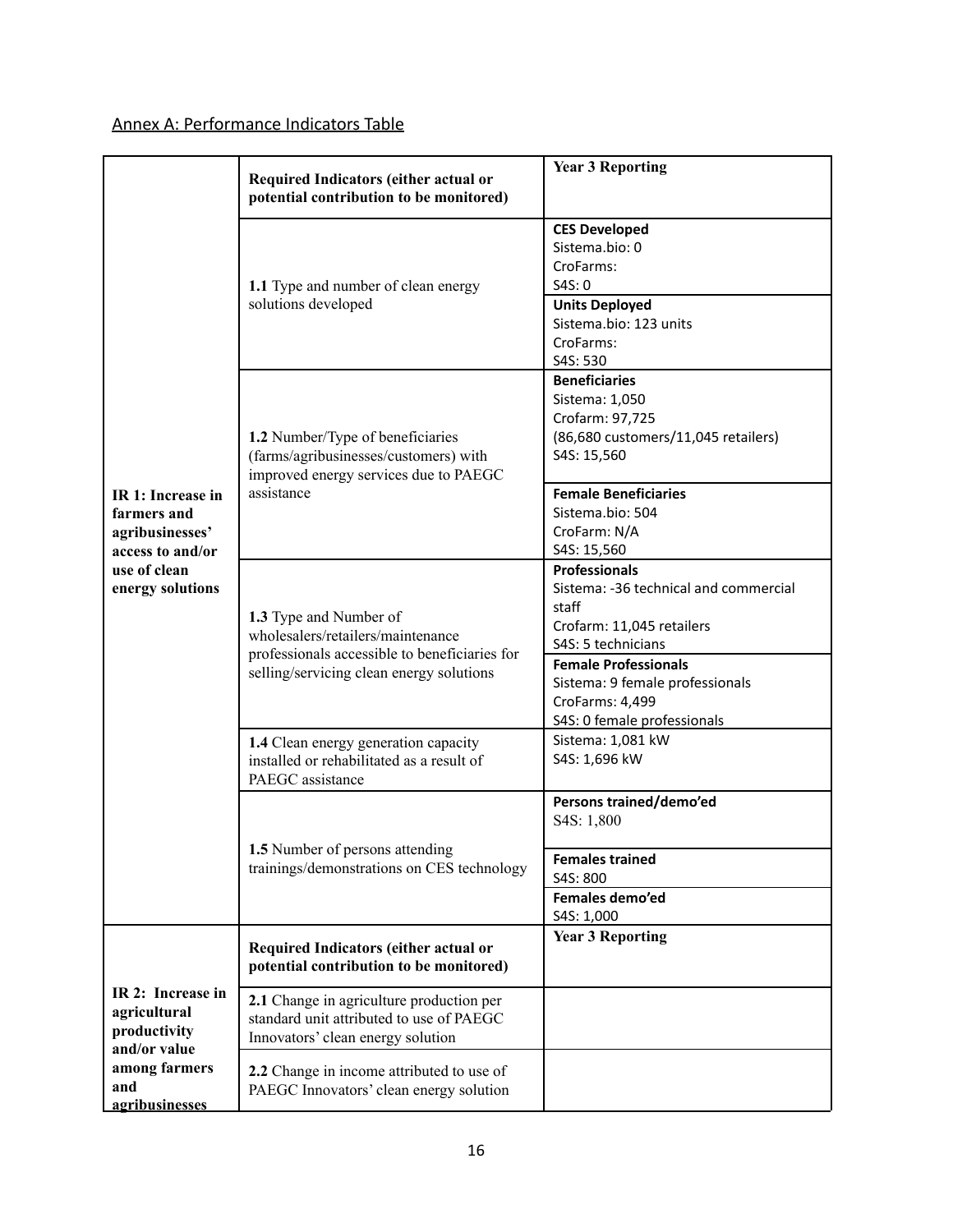Annex A: Performance Indicators Table

| | Required Indicators (either actual or potential contribution to be monitored) | Year 3 Reporting |
|---|---|---|
| IR 1: Increase in farmers and agribusinesses' access to and/or use of clean energy solutions | 1.1 Type and number of clean energy solutions developed | **CES Developed**<br>Sistema.bio: 0<br>CroFarms:<br>S4S: 0 |
| | | **Units Deployed**<br>Sistema.bio: 123 units<br>CroFarms:<br>S4S: 530 |
| | 1.2 Number/Type of beneficiaries (farms/agribusinesses/customers) with improved energy services due to PAEGC assistance | **Beneficiaries**<br>Sistema: 1,050<br>Crofarm: 97,725<br>(86,680 customers/11,045 retailers)<br>S4S: 15,560 |
| | | **Female Beneficiaries**<br>Sistema.bio: 504<br>CroFarm: N/A<br>S4S: 15,560 |
| | 1.3 Type and Number of wholesalers/retailers/maintenance professionals accessible to beneficiaries for selling/servicing clean energy solutions | **Professionals**<br>Sistema: -36 technical and commercial staff<br>Crofarm: 11,045 retailers<br>S4S: 5 technicians |
| | | **Female Professionals**<br>Sistema: 9 female professionals<br>CroFarms: 4,499<br>S4S: 0 female professionals |
| | 1.4 Clean energy generation capacity installed or rehabilitated as a result of PAEGC assistance | Sistema: 1,081 kW<br>S4S: 1,696 kW |
| | 1.5 Number of persons attending trainings/demonstrations on CES technology | **Persons trained/demo'ed**<br>S4S: 1,800 |
| | | **Females trained**<br>S4S: 800 |
| | | **Females demo'ed**<br>S4S: 1,000 |
| IR 2: Increase in agricultural productivity and/or value among farmers and agribusinesses | **Required Indicators (either actual or potential contribution to be monitored)** | **Year 3 Reporting** |
| | 2.1 Change in agriculture production per standard unit attributed to use of PAEGC Innovators' clean energy solution | |
| | 2.2 Change in income attributed to use of PAEGC Innovators' clean energy solution | |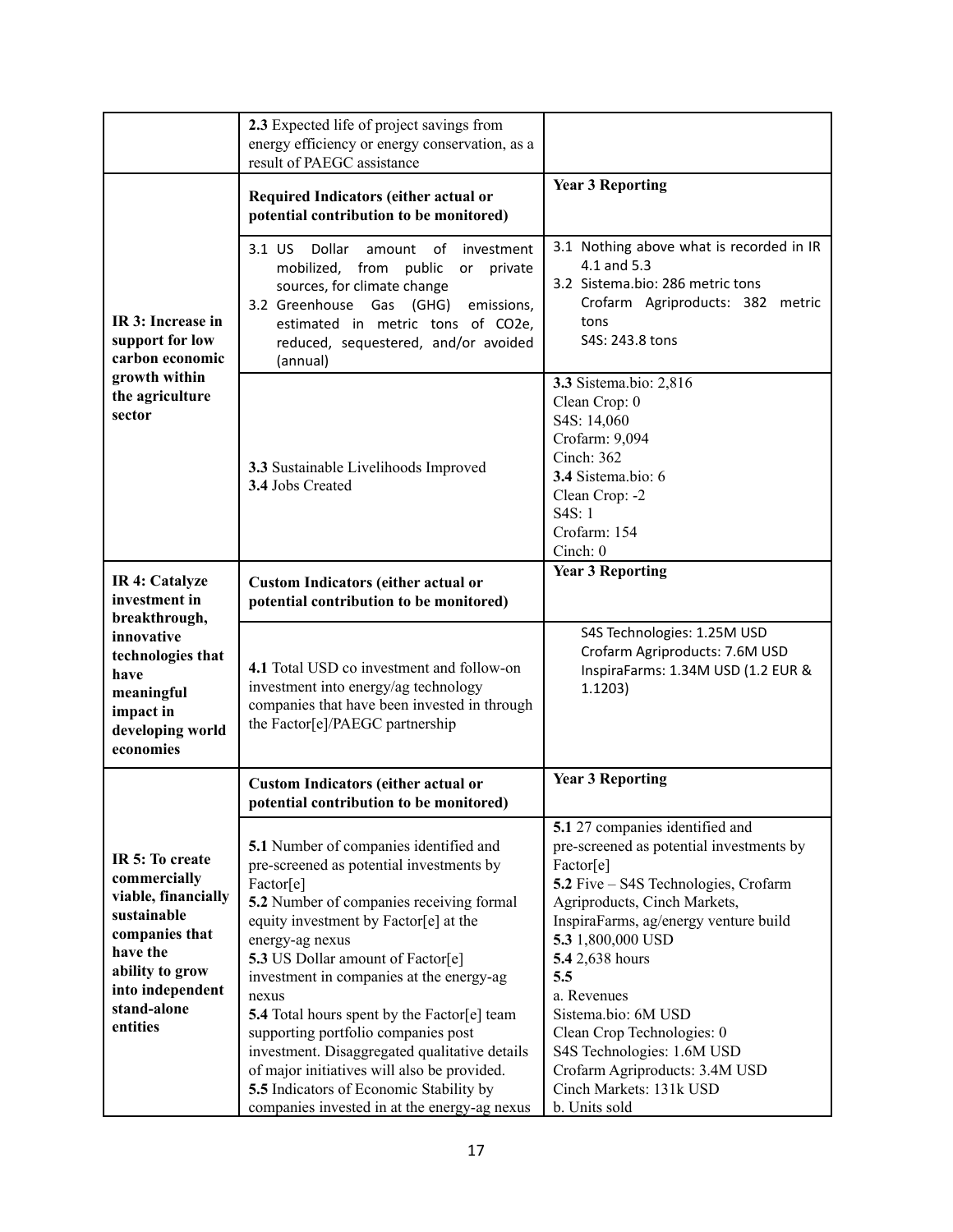| | | |
|---|---|---|
| | **2.3** Expected life of project savings from energy efficiency or energy conservation, as a result of PAEGC assistance | |
| **IR 3: Increase in support for low carbon economic growth within the agriculture sector** | **Required Indicators (either actual or potential contribution to be monitored)** | **Year 3 Reporting** |
| | 3.1 US Dollar amount of investment mobilized, from public or private sources, for climate change<br>3.2 Greenhouse Gas (GHG) emissions, estimated in metric tons of $CO_2e$, reduced, sequestered, and/or avoided (annual) | 3.1 Nothing above what is recorded in IR 4.1 and 5.3<br>3.2 Sistema.bio: 286 metric tons<br>Crofarm Agriproducts: 382 metric tons<br>S4S: 243.8 tons |
| | **3.3** Sustainable Livelihoods Improved<br>**3.4** Jobs Created | **3.3** Sistema.bio: 2,816<br>Clean Crop: 0<br>S4S: 14,060<br>Crofarm: 9,094<br>Cinch: 362<br>**3.4** Sistema.bio: 6<br>Clean Crop: -2<br>S4S: 1<br>Crofarm: 154<br>Cinch: 0 |
| **IR 4: Catalyze investment in breakthrough, innovative technologies that have meaningful impact in developing world economies** | **Custom Indicators (either actual or potential contribution to be monitored)** | **Year 3 Reporting** |
| | **4.1** Total USD co investment and follow-on investment into energy/ag technology companies that have been invested in through the Factor[e]/PAEGC partnership | S4S Technologies: 1.25M USD<br>Crofarm Agriproducts: 7.6M USD<br>InspiraFarms: 1.34M USD (1.2 EUR & 1.1203) |
| **IR 5: To create commercially viable, financially sustainable companies that have the ability to grow into independent stand-alone entities** | **Custom Indicators (either actual or potential contribution to be monitored)** | **Year 3 Reporting** |
| | **5.1** Number of companies identified and pre-screened as potential investments by Factor[e]<br>**5.2** Number of companies receiving formal equity investment by Factor[e] at the energy-ag nexus<br>**5.3** US Dollar amount of Factor[e] investment in companies at the energy-ag nexus<br>**5.4** Total hours spent by the Factor[e] team supporting portfolio companies post investment. Disaggregated qualitative details of major initiatives will also be provided.<br>**5.5** Indicators of Economic Stability by companies invested in at the energy-ag nexus | **5.1** 27 companies identified and pre-screened as potential investments by Factor[e]<br>**5.2** Five – S4S Technologies, Crofarm Agriproducts, Cinch Markets, InspiraFarms, ag/energy venture build<br>**5.3** 1,800,000 USD<br>**5.4** 2,638 hours<br>**5.5**<br>a. Revenues<br>Sistema.bio: 6M USD<br>Clean Crop Technologies: 0<br>S4S Technologies: 1.6M USD<br>Crofarm Agriproducts: 3.4M USD<br>Cinch Markets: 131k USD<br>b. Units sold |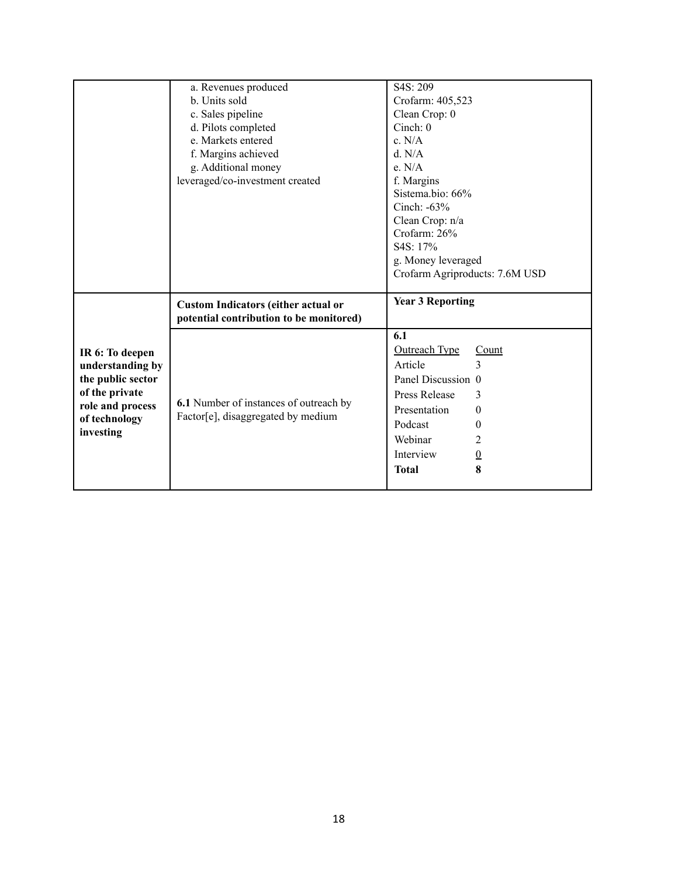| | | |
|---|---|---|
| | a. Revenues produced<br>b. Units sold<br>c. Sales pipeline<br>d. Pilots completed<br>e. Markets entered<br>f. Margins achieved<br>g. Additional money leveraged/co-investment created | S4S: 209<br>Crofarm: 405,523<br>Clean Crop: 0<br>Cinch: 0<br>c. N/A<br>d. N/A<br>e. N/A<br>f. Margins<br>Sistema.bio: 66%<br>Cinch: -63%<br>Clean Crop: n/a<br>Crofarm: 26%<br>S4S: 17%<br>g. Money leveraged<br>Crofarm Agriproducts: 7.6M USD |
| **IR 6: To deepen understanding by the public sector of the private role and process of technology investing** | **Custom Indicators (either actual or potential contribution to be monitored)** | **Year 3 Reporting** |
| | **6.1** Number of instances of outreach by Factor[e], disaggregated by medium | **6.1**<br>Outreach Type — Count<br>Article — 3<br>Panel Discussion — 0<br>Press Release — 3<br>Presentation — 0<br>Podcast — 0<br>Webinar — 2<br>Interview — 0<br>**Total — 8** |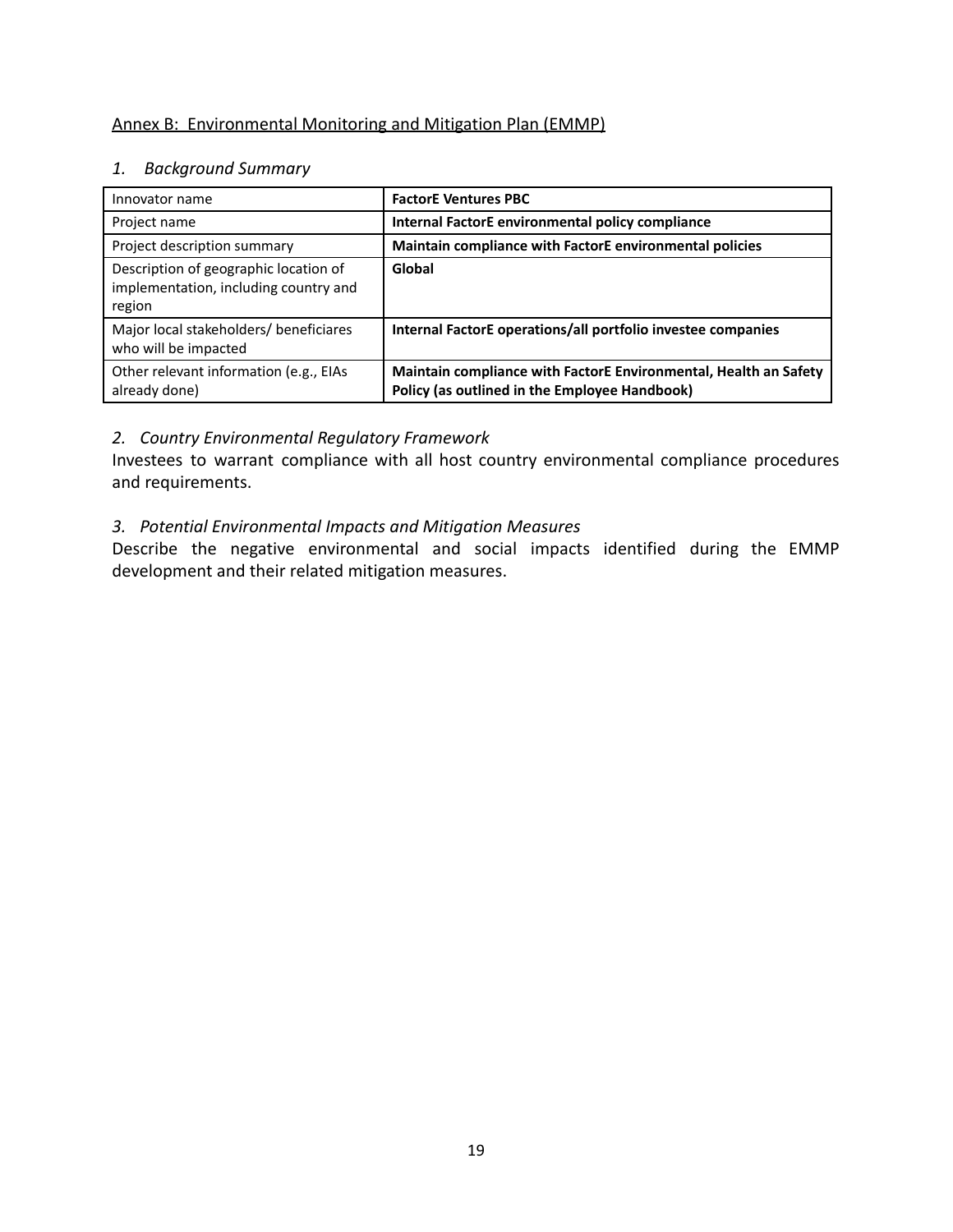Annex B: Environmental Monitoring and Mitigation Plan (EMMP)

*1. Background Summary*

| Innovator name | **FactorE Ventures PBC** |
|---|---|
| Project name | **Internal FactorE environmental policy compliance** |
| Project description summary | **Maintain compliance with FactorE environmental policies** |
| Description of geographic location of implementation, including country and region | **Global** |
| Major local stakeholders/ beneficiares who will be impacted | **Internal FactorE operations/all portfolio investee companies** |
| Other relevant information (e.g., EIAs already done) | **Maintain compliance with FactorE Environmental, Health an Safety Policy (as outlined in the Employee Handbook)** |

*2. Country Environmental Regulatory Framework*

Investees to warrant compliance with all host country environmental compliance procedures and requirements.

*3. Potential Environmental Impacts and Mitigation Measures*

Describe the negative environmental and social impacts identified during the EMMP development and their related mitigation measures.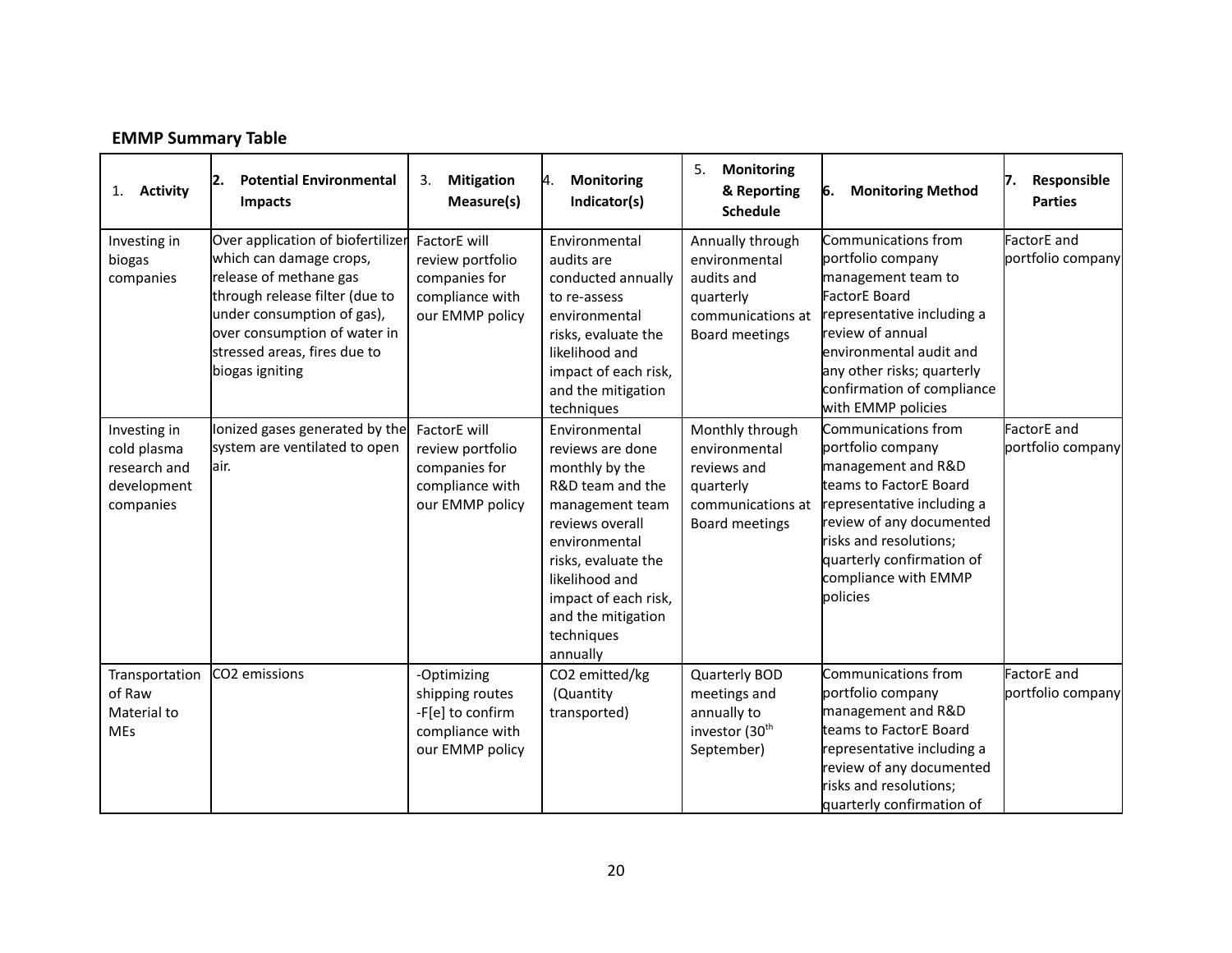**EMMP Summary Table**

| 1. **Activity** | 2. **Potential Environmental Impacts** | 3. **Mitigation Measure(s)** | 4. **Monitoring Indicator(s)** | 5. **Monitoring & Reporting Schedule** | 6. **Monitoring Method** | 7. **Responsible Parties** |
|---|---|---|---|---|---|---|
| Investing in biogas companies | Over application of biofertilizer which can damage crops, release of methane gas through release filter (due to under consumption of gas), over consumption of water in stressed areas, fires due to biogas igniting | FactorE will review portfolio companies for compliance with our EMMP policy | Environmental audits are conducted annually to re-assess environmental risks, evaluate the likelihood and impact of each risk, and the mitigation techniques | Annually through environmental audits and quarterly communications at Board meetings | Communications from portfolio company management team to FactorE Board representative including a review of annual environmental audit and any other risks; quarterly confirmation of compliance with EMMP policies | FactorE and portfolio company |
| Investing in cold plasma research and development companies | Ionized gases generated by the system are ventilated to open air. | FactorE will review portfolio companies for compliance with our EMMP policy | Environmental reviews are done monthly by the R&D team and the management team reviews overall environmental risks, evaluate the likelihood and impact of each risk, and the mitigation techniques annually | Monthly through environmental reviews and quarterly communications at Board meetings | Communications from portfolio company management and R&D teams to FactorE Board representative including a review of any documented risks and resolutions; quarterly confirmation of compliance with EMMP policies | FactorE and portfolio company |
| Transportation of Raw Material to MEs | $CO_2$ emissions | -Optimizing shipping routes<br>-F[e] to confirm compliance with our EMMP policy | $CO_2$ emitted/kg (Quantity transported) | Quarterly BOD meetings and annually to investor (30th September) | Communications from portfolio company management and R&D teams to FactorE Board representative including a review of any documented risks and resolutions; quarterly confirmation of | FactorE and portfolio company |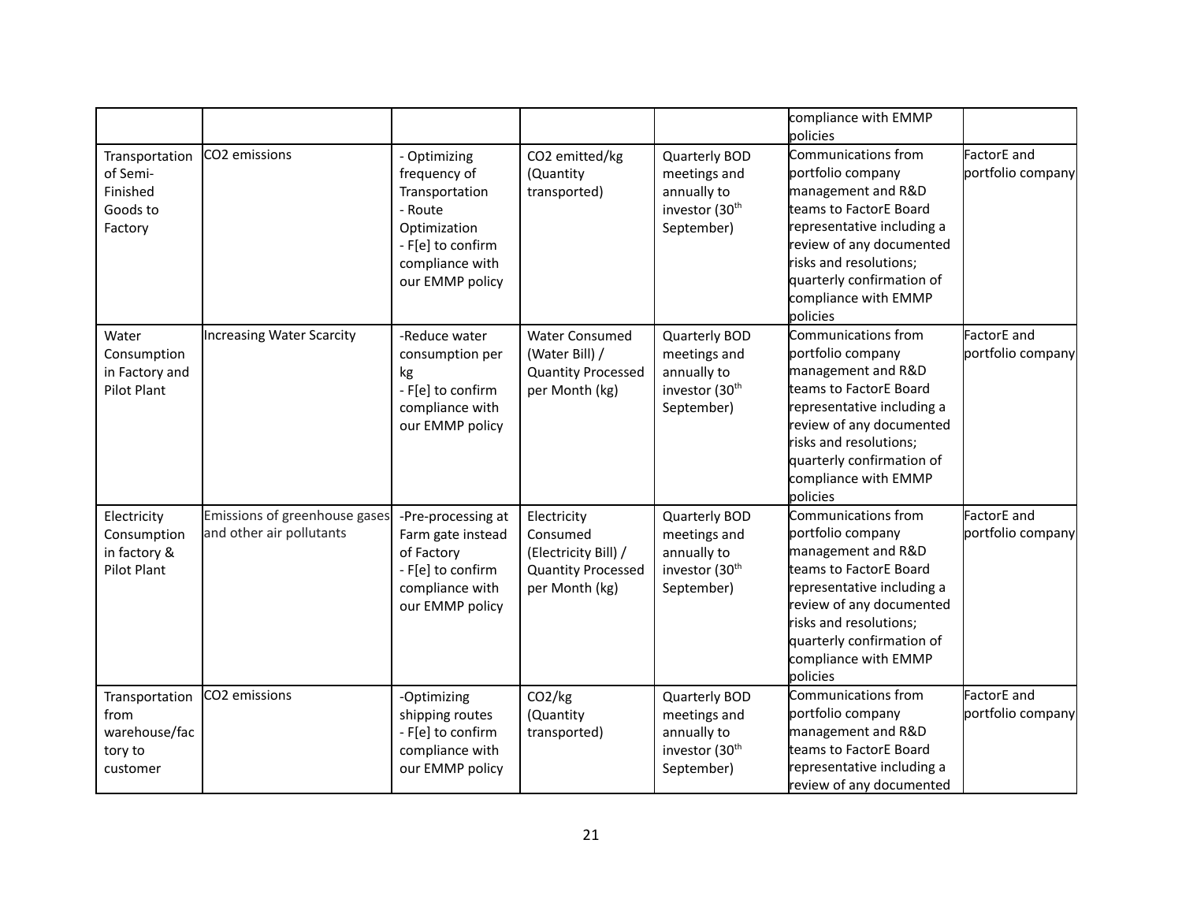| | | | | | compliance with EMMP policies | |
|---|---|---|---|---|---|---|
| Transportation of Semi-Finished Goods to Factory | $CO_2$ emissions | - Optimizing frequency of Transportation<br>- Route Optimization<br>- F[e] to confirm compliance with our EMMP policy | $CO_2$ emitted/kg (Quantity transported) | Quarterly BOD meetings and annually to investor (30th September) | Communications from portfolio company management and R&D teams to FactorE Board representative including a review of any documented risks and resolutions; quarterly confirmation of compliance with EMMP policies | FactorE and portfolio company |
| Water Consumption in Factory and Pilot Plant | Increasing Water Scarcity | -Reduce water consumption per kg<br>- F[e] to confirm compliance with our EMMP policy | Water Consumed (Water Bill) / Quantity Processed per Month (kg) | Quarterly BOD meetings and annually to investor (30th September) | Communications from portfolio company management and R&D teams to FactorE Board representative including a review of any documented risks and resolutions; quarterly confirmation of compliance with EMMP policies | FactorE and portfolio company |
| Electricity Consumption in factory & Pilot Plant | Emissions of greenhouse gases and other air pollutants | -Pre-processing at Farm gate instead of Factory<br>- F[e] to confirm compliance with our EMMP policy | Electricity Consumed (Electricity Bill) / Quantity Processed per Month (kg) | Quarterly BOD meetings and annually to investor (30th September) | Communications from portfolio company management and R&D teams to FactorE Board representative including a review of any documented risks and resolutions; quarterly confirmation of compliance with EMMP policies | FactorE and portfolio company |
| Transportation from warehouse/factory to customer | $CO_2$ emissions | -Optimizing shipping routes<br>- F[e] to confirm compliance with our EMMP policy | $CO_2$/kg (Quantity transported) | Quarterly BOD meetings and annually to investor (30th September) | Communications from portfolio company management and R&D teams to FactorE Board representative including a review of any documented | FactorE and portfolio company |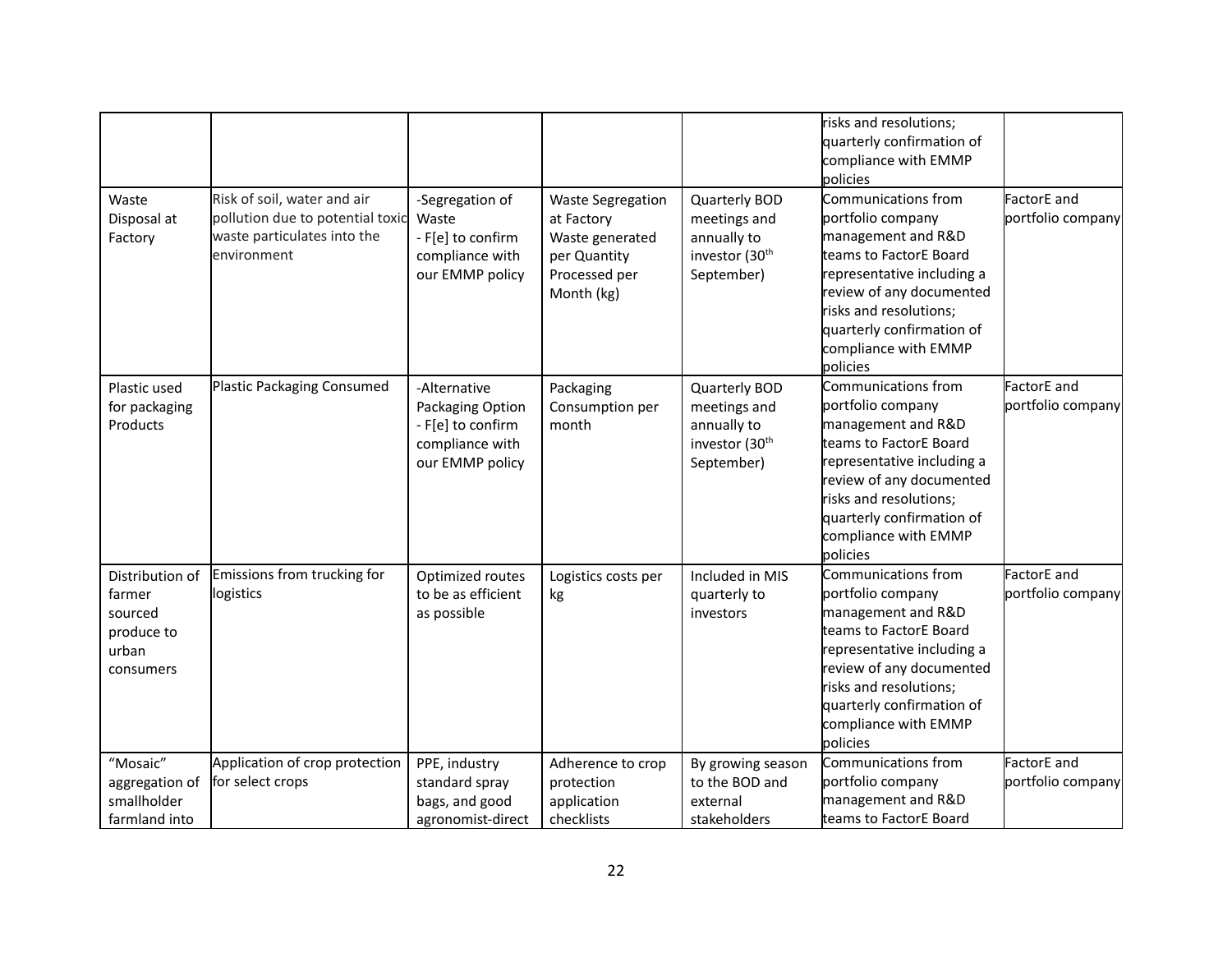| | | | | | | |
|---|---|---|---|---|---|---|
| | | | | | risks and resolutions; quarterly confirmation of compliance with EMMP policies | |
| Waste Disposal at Factory | Risk of soil, water and air pollution due to potential toxic waste particulates into the environment | -Segregation of Waste - F[e] to confirm compliance with our EMMP policy | Waste Segregation at Factory Waste generated per Quantity Processed per Month (kg) | Quarterly BOD meetings and annually to investor (30th September) | Communications from portfolio company management and R&D teams to FactorE Board representative including a review of any documented risks and resolutions; quarterly confirmation of compliance with EMMP policies | FactorE and portfolio company |
| Plastic used for packaging Products | Plastic Packaging Consumed | -Alternative Packaging Option - F[e] to confirm compliance with our EMMP policy | Packaging Consumption per month | Quarterly BOD meetings and annually to investor (30th September) | Communications from portfolio company management and R&D teams to FactorE Board representative including a review of any documented risks and resolutions; quarterly confirmation of compliance with EMMP policies | FactorE and portfolio company |
| Distribution of farmer sourced produce to urban consumers | Emissions from trucking for logistics | Optimized routes to be as efficient as possible | Logistics costs per kg | Included in MIS quarterly to investors | Communications from portfolio company management and R&D teams to FactorE Board representative including a review of any documented risks and resolutions; quarterly confirmation of compliance with EMMP policies | FactorE and portfolio company |
| "Mosaic" aggregation of smallholder farmland into | Application of crop protection for select crops | PPE, industry standard spray bags, and good agronomist-direct | Adherence to crop protection application checklists | By growing season to the BOD and external stakeholders | Communications from portfolio company management and R&D teams to FactorE Board | FactorE and portfolio company |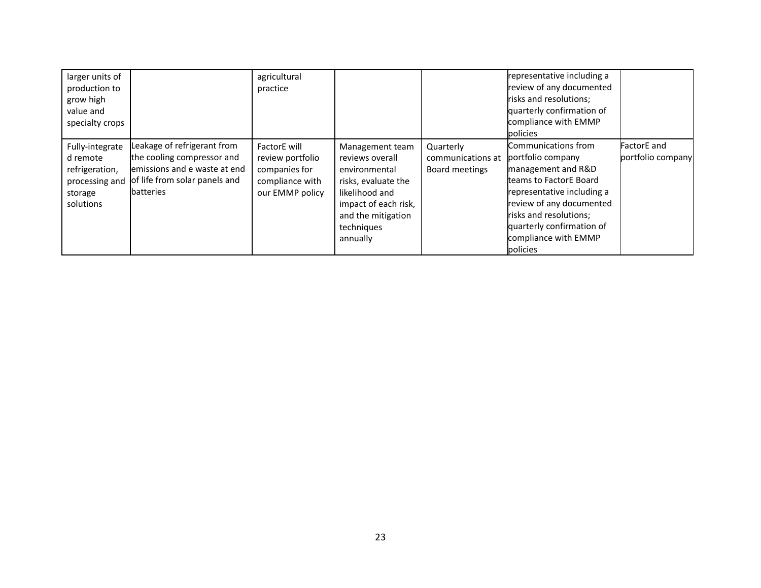| | | | | | | |
|---|---|---|---|---|---|---|
| larger units of production to grow high value and specialty crops | | agricultural practice | | | representative including a review of any documented risks and resolutions; quarterly confirmation of compliance with EMMP policies | |
| Fully-integrated remote refrigeration, processing and storage solutions | Leakage of refrigerant from the cooling compressor and emissions and e waste at end of life from solar panels and batteries | FactorE will review portfolio companies for compliance with our EMMP policy | Management team reviews overall environmental risks, evaluate the likelihood and impact of each risk, and the mitigation techniques annually | Quarterly communications at Board meetings | Communications from portfolio company management and R&D teams to FactorE Board representative including a review of any documented risks and resolutions; quarterly confirmation of compliance with EMMP policies | FactorE and portfolio company |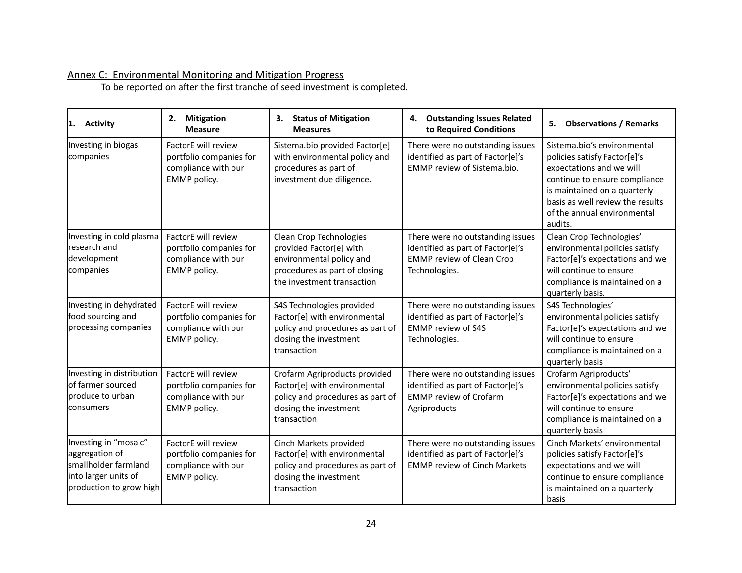Annex C: Environmental Monitoring and Mitigation Progress

To be reported on after the first tranche of seed investment is completed.

| 1. Activity | 2. Mitigation Measure | 3. Status of Mitigation Measures | 4. Outstanding Issues Related to Required Conditions | 5. Observations / Remarks |
|---|---|---|---|---|
| Investing in biogas companies | FactorE will review portfolio companies for compliance with our EMMP policy. | Sistema.bio provided Factor[e] with environmental policy and procedures as part of investment due diligence. | There were no outstanding issues identified as part of Factor[e]'s EMMP review of Sistema.bio. | Sistema.bio's environmental policies satisfy Factor[e]'s expectations and we will continue to ensure compliance is maintained on a quarterly basis as well review the results of the annual environmental audits. |
| Investing in cold plasma research and development companies | FactorE will review portfolio companies for compliance with our EMMP policy. | Clean Crop Technologies provided Factor[e] with environmental policy and procedures as part of closing the investment transaction | There were no outstanding issues identified as part of Factor[e]'s EMMP review of Clean Crop Technologies. | Clean Crop Technologies' environmental policies satisfy Factor[e]'s expectations and we will continue to ensure compliance is maintained on a quarterly basis. |
| Investing in dehydrated food sourcing and processing companies | FactorE will review portfolio companies for compliance with our EMMP policy. | S4S Technologies provided Factor[e] with environmental policy and procedures as part of closing the investment transaction | There were no outstanding issues identified as part of Factor[e]'s EMMP review of S4S Technologies. | S4S Technologies' environmental policies satisfy Factor[e]'s expectations and we will continue to ensure compliance is maintained on a quarterly basis |
| Investing in distribution of farmer sourced produce to urban consumers | FactorE will review portfolio companies for compliance with our EMMP policy. | Crofarm Agriproducts provided Factor[e] with environmental policy and procedures as part of closing the investment transaction | There were no outstanding issues identified as part of Factor[e]'s EMMP review of Crofarm Agriproducts | Crofarm Agriproducts' environmental policies satisfy Factor[e]'s expectations and we will continue to ensure compliance is maintained on a quarterly basis |
| Investing in "mosaic" aggregation of smallholder farmland into larger units of production to grow high | FactorE will review portfolio companies for compliance with our EMMP policy. | Cinch Markets provided Factor[e] with environmental policy and procedures as part of closing the investment transaction | There were no outstanding issues identified as part of Factor[e]'s EMMP review of Cinch Markets | Cinch Markets' environmental policies satisfy Factor[e]'s expectations and we will continue to ensure compliance is maintained on a quarterly basis |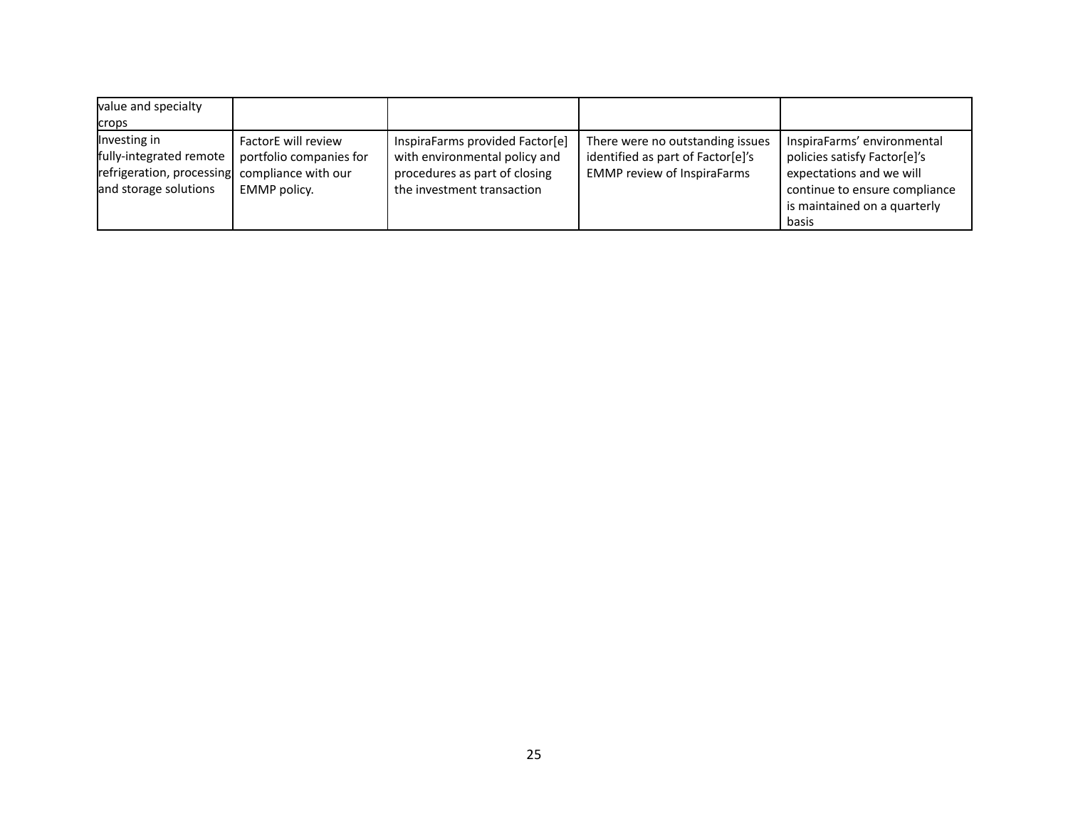| | | | | |
|---|---|---|---|---|
| value and specialty crops | | | | |
| Investing in fully-integrated remote refrigeration, processing and storage solutions | FactorE will review portfolio companies for compliance with our EMMP policy. | InspiraFarms provided Factor[e] with environmental policy and procedures as part of closing the investment transaction | There were no outstanding issues identified as part of Factor[e]'s EMMP review of InspiraFarms | InspiraFarms' environmental policies satisfy Factor[e]'s expectations and we will continue to ensure compliance is maintained on a quarterly basis |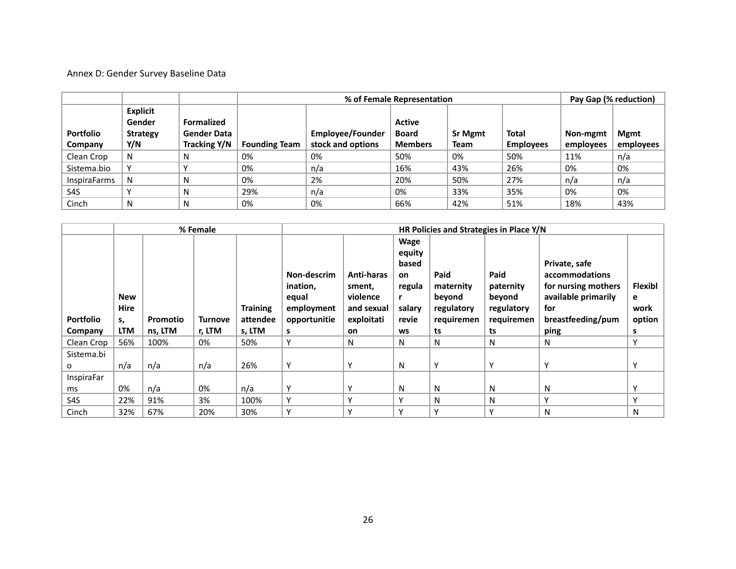Annex D: Gender Survey Baseline Data

| | | | % of Female Representation | | | | | Pay Gap (% reduction) | |
|---|---|---|---|---|---|---|---|---|---|
| Portfolio Company | Explicit Gender Strategy Y/N | Formalized Gender Data Tracking Y/N | Founding Team | Employee/Founder stock and options | Active Board Members | Sr Mgmt Team | Total Employees | Non-mgmt employees | Mgmt employees |
| Clean Crop | N | N | 0% | 0% | 50% | 0% | 50% | 11% | n/a |
| Sistema.bio | Y | Y | 0% | n/a | 16% | 43% | 26% | 0% | 0% |
| InspiraFarms | N | N | 0% | 2% | 20% | 50% | 27% | n/a | n/a |
| S4S | Y | N | 29% | n/a | 0% | 33% | 35% | 0% | 0% |
| Cinch | N | N | 0% | 0% | 66% | 42% | 51% | 18% | 43% |

| | % Female | | | | HR Policies and Strategies in Place Y/N | | | | | | |
|---|---|---|---|---|---|---|---|---|---|---|---|
| Portfolio Company | New Hires, LTM | Promotions, LTM | Turnover, LTM | Training attendees, LTM | Non-discrimination, equal employment opportunities | Anti-harassment, violence and sexual exploitation | Wage equity based on regular salary reviews | Paid maternity beyond regulatory requirements | Paid paternity beyond regulatory requirements | Private, safe accommodations for nursing mothers available primarily for breastfeeding/pumping | Flexible work options |
| Clean Crop | 56% | 100% | 0% | 50% | Y | N | N | N | N | N | Y |
| Sistema.bio | n/a | n/a | n/a | 26% | Y | Y | N | Y | Y | Y | Y |
| InspiraFarms | 0% | n/a | 0% | n/a | Y | Y | N | N | N | N | Y |
| S4S | 22% | 91% | 3% | 100% | Y | Y | Y | N | N | Y | Y |
| Cinch | 32% | 67% | 20% | 30% | Y | Y | Y | Y | Y | N | N |